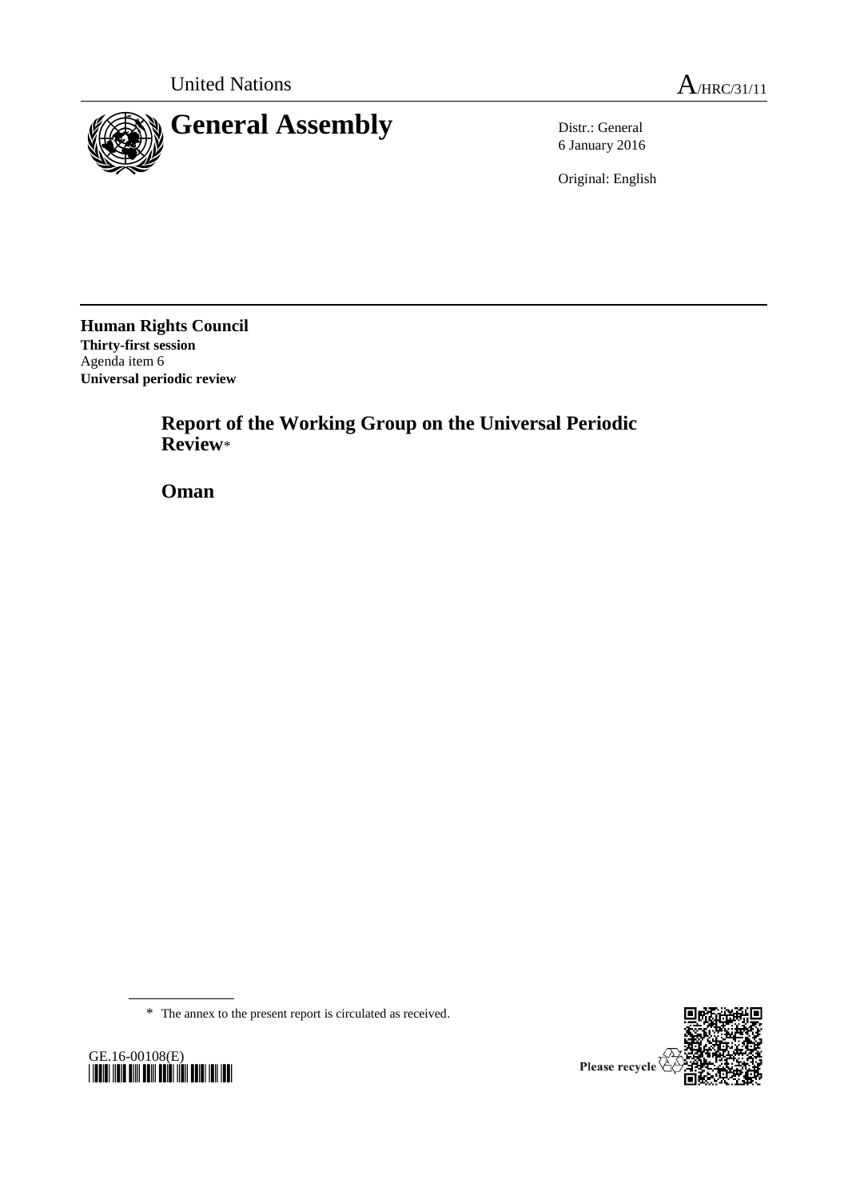United Nations A/HRC/31/11

# General Assembly

Distr.: General
6 January 2016

Original: English

**Human Rights Council**
**Thirty-first session**
Agenda item 6
**Universal periodic review**

## Report of the Working Group on the Universal Periodic Review*

## Oman

---

\* The annex to the present report is circulated as received.

GE.16-00108(E)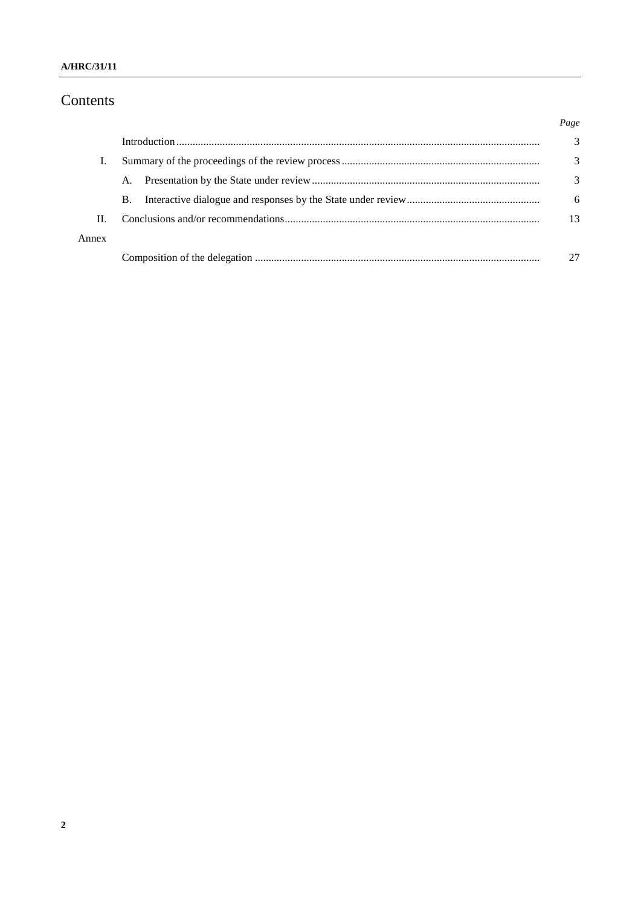# Contents

| | | Page |
|---|---|---|
| | Introduction | 3 |
| I. | Summary of the proceedings of the review process | 3 |
| | A. Presentation by the State under review | 3 |
| | B. Interactive dialogue and responses by the State under review | 6 |
| II. | Conclusions and/or recommendations | 13 |
| Annex | | |
| | Composition of the delegation | 27 |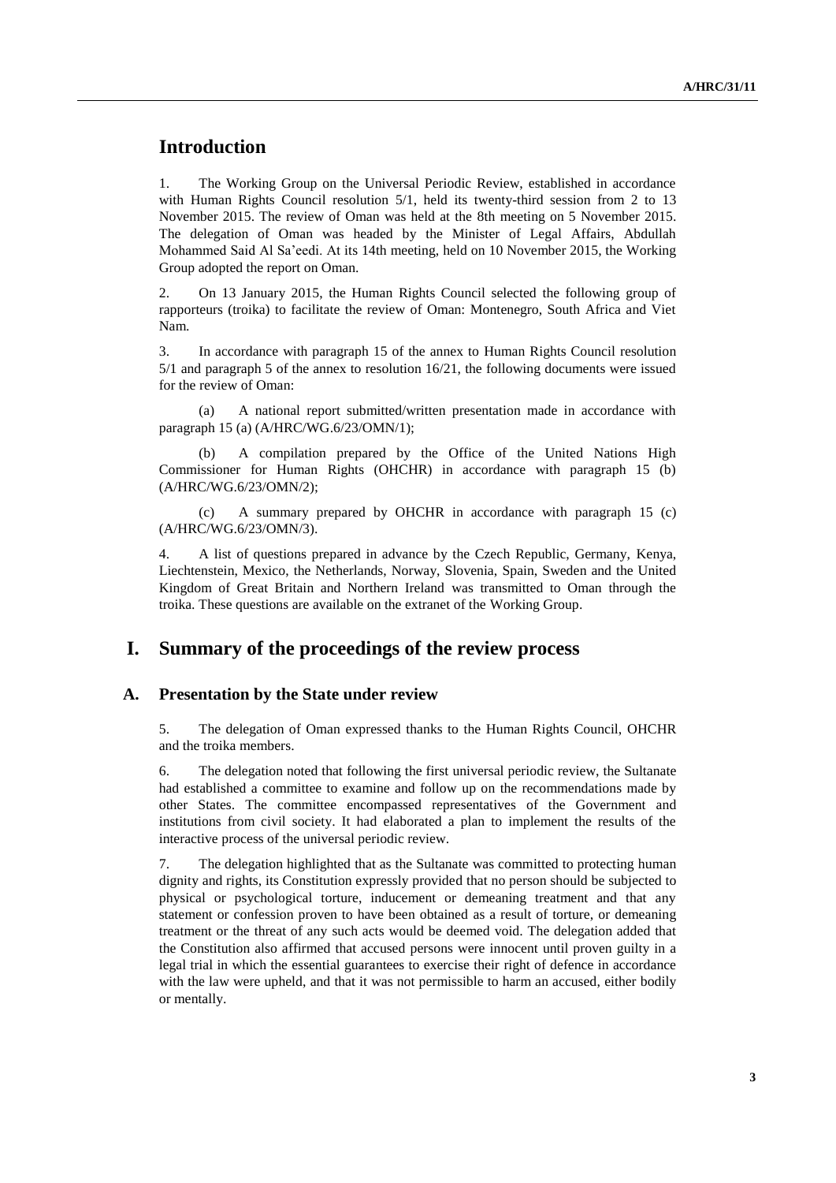# Introduction

1. The Working Group on the Universal Periodic Review, established in accordance with Human Rights Council resolution 5/1, held its twenty-third session from 2 to 13 November 2015. The review of Oman was held at the 8th meeting on 5 November 2015. The delegation of Oman was headed by the Minister of Legal Affairs, Abdullah Mohammed Said Al Sa'eedi. At its 14th meeting, held on 10 November 2015, the Working Group adopted the report on Oman.

2. On 13 January 2015, the Human Rights Council selected the following group of rapporteurs (troika) to facilitate the review of Oman: Montenegro, South Africa and Viet Nam.

3. In accordance with paragraph 15 of the annex to Human Rights Council resolution 5/1 and paragraph 5 of the annex to resolution 16/21, the following documents were issued for the review of Oman:

(a) A national report submitted/written presentation made in accordance with paragraph 15 (a) (A/HRC/WG.6/23/OMN/1);

(b) A compilation prepared by the Office of the United Nations High Commissioner for Human Rights (OHCHR) in accordance with paragraph 15 (b) (A/HRC/WG.6/23/OMN/2);

(c) A summary prepared by OHCHR in accordance with paragraph 15 (c) (A/HRC/WG.6/23/OMN/3).

4. A list of questions prepared in advance by the Czech Republic, Germany, Kenya, Liechtenstein, Mexico, the Netherlands, Norway, Slovenia, Spain, Sweden and the United Kingdom of Great Britain and Northern Ireland was transmitted to Oman through the troika. These questions are available on the extranet of the Working Group.

# I. Summary of the proceedings of the review process

## A. Presentation by the State under review

5. The delegation of Oman expressed thanks to the Human Rights Council, OHCHR and the troika members.

6. The delegation noted that following the first universal periodic review, the Sultanate had established a committee to examine and follow up on the recommendations made by other States. The committee encompassed representatives of the Government and institutions from civil society. It had elaborated a plan to implement the results of the interactive process of the universal periodic review.

7. The delegation highlighted that as the Sultanate was committed to protecting human dignity and rights, its Constitution expressly provided that no person should be subjected to physical or psychological torture, inducement or demeaning treatment and that any statement or confession proven to have been obtained as a result of torture, or demeaning treatment or the threat of any such acts would be deemed void. The delegation added that the Constitution also affirmed that accused persons were innocent until proven guilty in a legal trial in which the essential guarantees to exercise their right of defence in accordance with the law were upheld, and that it was not permissible to harm an accused, either bodily or mentally.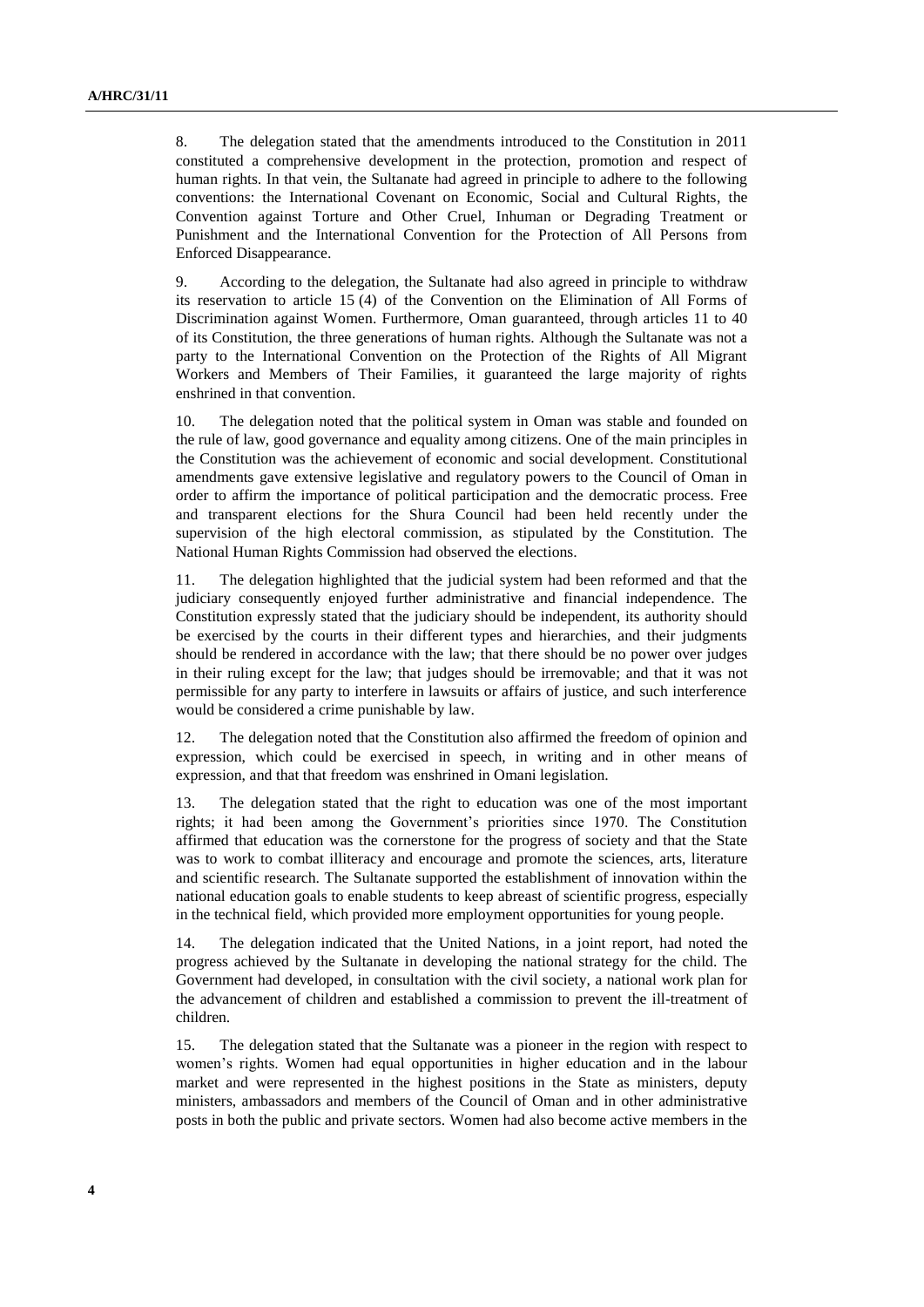8. The delegation stated that the amendments introduced to the Constitution in 2011 constituted a comprehensive development in the protection, promotion and respect of human rights. In that vein, the Sultanate had agreed in principle to adhere to the following conventions: the International Covenant on Economic, Social and Cultural Rights, the Convention against Torture and Other Cruel, Inhuman or Degrading Treatment or Punishment and the International Convention for the Protection of All Persons from Enforced Disappearance.

9. According to the delegation, the Sultanate had also agreed in principle to withdraw its reservation to article 15 (4) of the Convention on the Elimination of All Forms of Discrimination against Women. Furthermore, Oman guaranteed, through articles 11 to 40 of its Constitution, the three generations of human rights. Although the Sultanate was not a party to the International Convention on the Protection of the Rights of All Migrant Workers and Members of Their Families, it guaranteed the large majority of rights enshrined in that convention.

10. The delegation noted that the political system in Oman was stable and founded on the rule of law, good governance and equality among citizens. One of the main principles in the Constitution was the achievement of economic and social development. Constitutional amendments gave extensive legislative and regulatory powers to the Council of Oman in order to affirm the importance of political participation and the democratic process. Free and transparent elections for the Shura Council had been held recently under the supervision of the high electoral commission, as stipulated by the Constitution. The National Human Rights Commission had observed the elections.

11. The delegation highlighted that the judicial system had been reformed and that the judiciary consequently enjoyed further administrative and financial independence. The Constitution expressly stated that the judiciary should be independent, its authority should be exercised by the courts in their different types and hierarchies, and their judgments should be rendered in accordance with the law; that there should be no power over judges in their ruling except for the law; that judges should be irremovable; and that it was not permissible for any party to interfere in lawsuits or affairs of justice, and such interference would be considered a crime punishable by law.

12. The delegation noted that the Constitution also affirmed the freedom of opinion and expression, which could be exercised in speech, in writing and in other means of expression, and that that freedom was enshrined in Omani legislation.

13. The delegation stated that the right to education was one of the most important rights; it had been among the Government's priorities since 1970. The Constitution affirmed that education was the cornerstone for the progress of society and that the State was to work to combat illiteracy and encourage and promote the sciences, arts, literature and scientific research. The Sultanate supported the establishment of innovation within the national education goals to enable students to keep abreast of scientific progress, especially in the technical field, which provided more employment opportunities for young people.

14. The delegation indicated that the United Nations, in a joint report, had noted the progress achieved by the Sultanate in developing the national strategy for the child. The Government had developed, in consultation with the civil society, a national work plan for the advancement of children and established a commission to prevent the ill-treatment of children.

15. The delegation stated that the Sultanate was a pioneer in the region with respect to women's rights. Women had equal opportunities in higher education and in the labour market and were represented in the highest positions in the State as ministers, deputy ministers, ambassadors and members of the Council of Oman and in other administrative posts in both the public and private sectors. Women had also become active members in the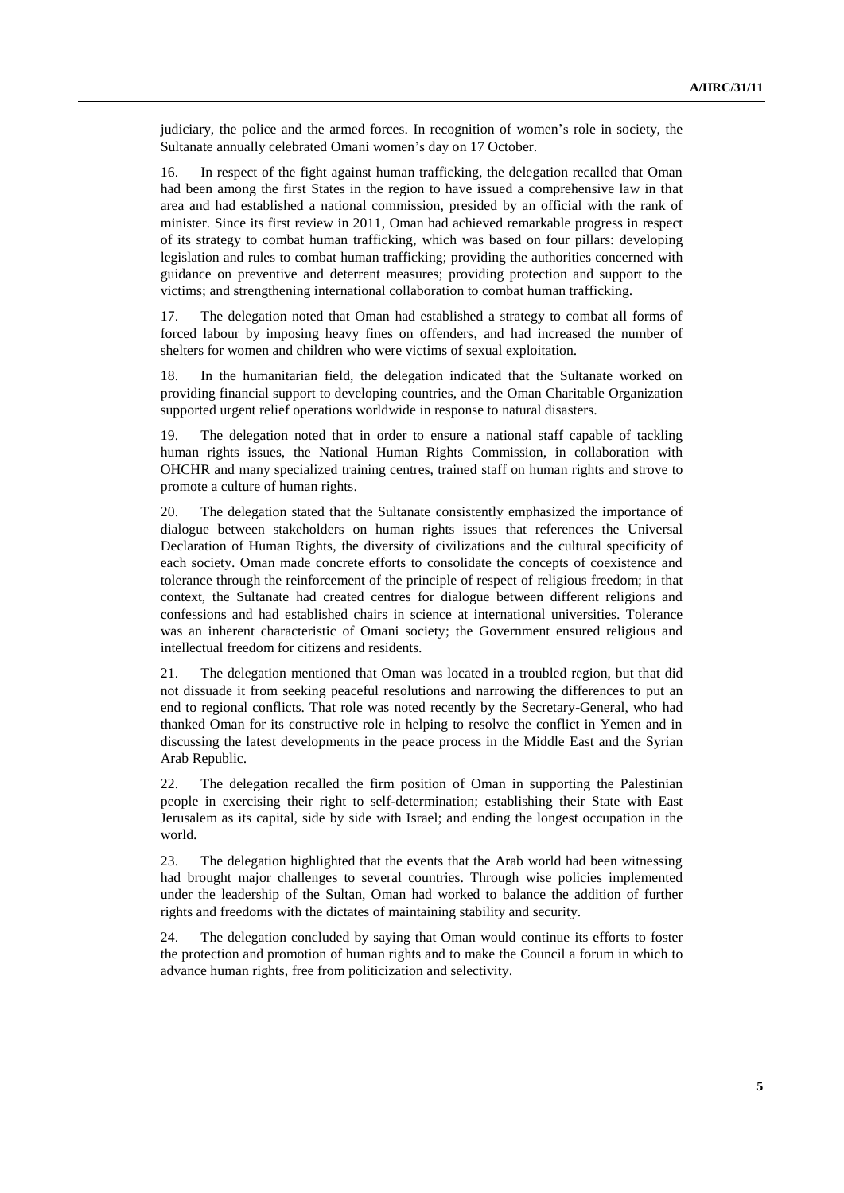judiciary, the police and the armed forces. In recognition of women's role in society, the Sultanate annually celebrated Omani women's day on 17 October.

16. In respect of the fight against human trafficking, the delegation recalled that Oman had been among the first States in the region to have issued a comprehensive law in that area and had established a national commission, presided by an official with the rank of minister. Since its first review in 2011, Oman had achieved remarkable progress in respect of its strategy to combat human trafficking, which was based on four pillars: developing legislation and rules to combat human trafficking; providing the authorities concerned with guidance on preventive and deterrent measures; providing protection and support to the victims; and strengthening international collaboration to combat human trafficking.

17. The delegation noted that Oman had established a strategy to combat all forms of forced labour by imposing heavy fines on offenders, and had increased the number of shelters for women and children who were victims of sexual exploitation.

18. In the humanitarian field, the delegation indicated that the Sultanate worked on providing financial support to developing countries, and the Oman Charitable Organization supported urgent relief operations worldwide in response to natural disasters.

19. The delegation noted that in order to ensure a national staff capable of tackling human rights issues, the National Human Rights Commission, in collaboration with OHCHR and many specialized training centres, trained staff on human rights and strove to promote a culture of human rights.

20. The delegation stated that the Sultanate consistently emphasized the importance of dialogue between stakeholders on human rights issues that references the Universal Declaration of Human Rights, the diversity of civilizations and the cultural specificity of each society. Oman made concrete efforts to consolidate the concepts of coexistence and tolerance through the reinforcement of the principle of respect of religious freedom; in that context, the Sultanate had created centres for dialogue between different religions and confessions and had established chairs in science at international universities. Tolerance was an inherent characteristic of Omani society; the Government ensured religious and intellectual freedom for citizens and residents.

21. The delegation mentioned that Oman was located in a troubled region, but that did not dissuade it from seeking peaceful resolutions and narrowing the differences to put an end to regional conflicts. That role was noted recently by the Secretary-General, who had thanked Oman for its constructive role in helping to resolve the conflict in Yemen and in discussing the latest developments in the peace process in the Middle East and the Syrian Arab Republic.

22. The delegation recalled the firm position of Oman in supporting the Palestinian people in exercising their right to self-determination; establishing their State with East Jerusalem as its capital, side by side with Israel; and ending the longest occupation in the world.

23. The delegation highlighted that the events that the Arab world had been witnessing had brought major challenges to several countries. Through wise policies implemented under the leadership of the Sultan, Oman had worked to balance the addition of further rights and freedoms with the dictates of maintaining stability and security.

24. The delegation concluded by saying that Oman would continue its efforts to foster the protection and promotion of human rights and to make the Council a forum in which to advance human rights, free from politicization and selectivity.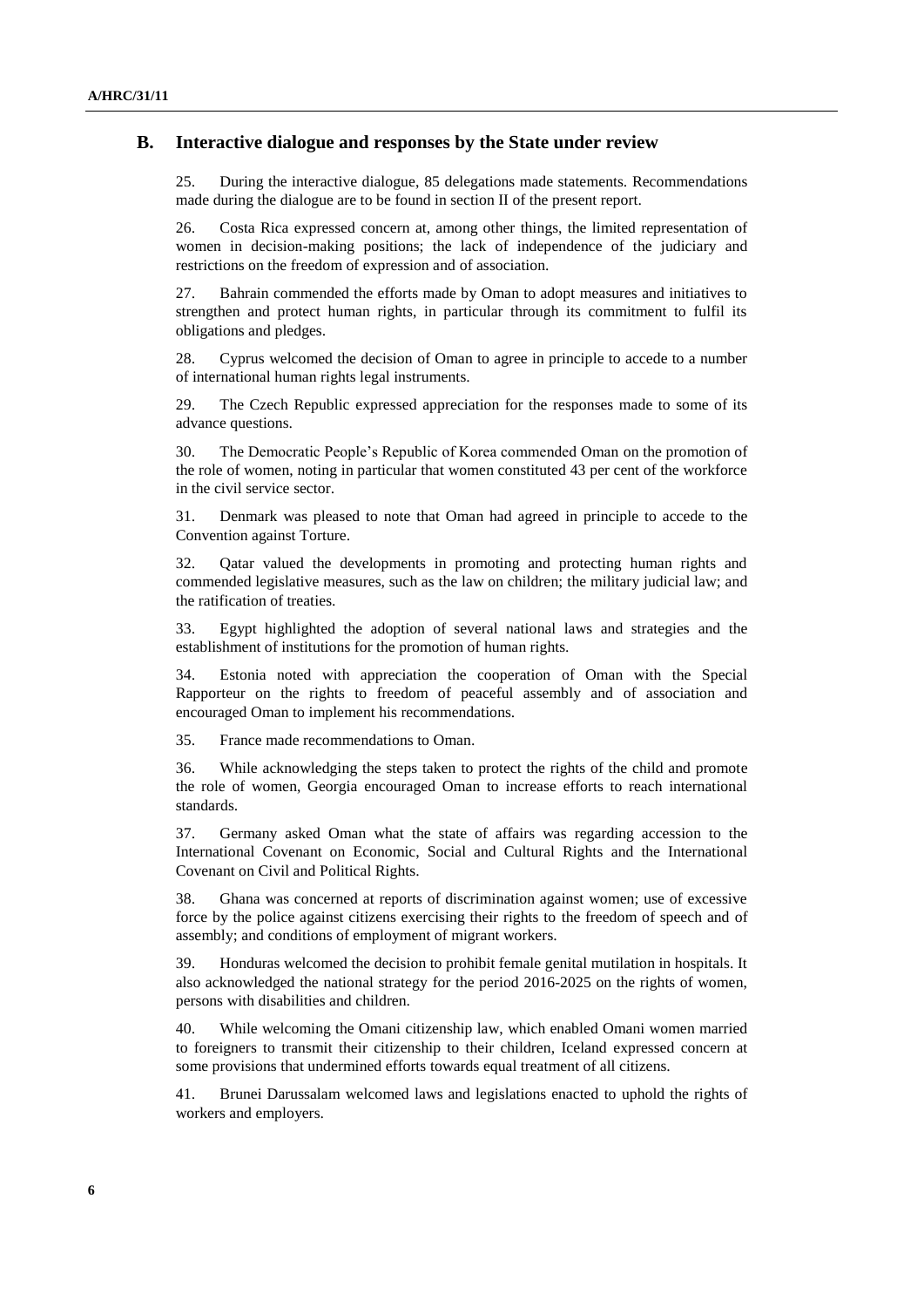## B. Interactive dialogue and responses by the State under review

25. During the interactive dialogue, 85 delegations made statements. Recommendations made during the dialogue are to be found in section II of the present report.

26. Costa Rica expressed concern at, among other things, the limited representation of women in decision-making positions; the lack of independence of the judiciary and restrictions on the freedom of expression and of association.

27. Bahrain commended the efforts made by Oman to adopt measures and initiatives to strengthen and protect human rights, in particular through its commitment to fulfil its obligations and pledges.

28. Cyprus welcomed the decision of Oman to agree in principle to accede to a number of international human rights legal instruments.

29. The Czech Republic expressed appreciation for the responses made to some of its advance questions.

30. The Democratic People's Republic of Korea commended Oman on the promotion of the role of women, noting in particular that women constituted 43 per cent of the workforce in the civil service sector.

31. Denmark was pleased to note that Oman had agreed in principle to accede to the Convention against Torture.

32. Qatar valued the developments in promoting and protecting human rights and commended legislative measures, such as the law on children; the military judicial law; and the ratification of treaties.

33. Egypt highlighted the adoption of several national laws and strategies and the establishment of institutions for the promotion of human rights.

34. Estonia noted with appreciation the cooperation of Oman with the Special Rapporteur on the rights to freedom of peaceful assembly and of association and encouraged Oman to implement his recommendations.

35. France made recommendations to Oman.

36. While acknowledging the steps taken to protect the rights of the child and promote the role of women, Georgia encouraged Oman to increase efforts to reach international standards.

37. Germany asked Oman what the state of affairs was regarding accession to the International Covenant on Economic, Social and Cultural Rights and the International Covenant on Civil and Political Rights.

38. Ghana was concerned at reports of discrimination against women; use of excessive force by the police against citizens exercising their rights to the freedom of speech and of assembly; and conditions of employment of migrant workers.

39. Honduras welcomed the decision to prohibit female genital mutilation in hospitals. It also acknowledged the national strategy for the period 2016-2025 on the rights of women, persons with disabilities and children.

40. While welcoming the Omani citizenship law, which enabled Omani women married to foreigners to transmit their citizenship to their children, Iceland expressed concern at some provisions that undermined efforts towards equal treatment of all citizens.

41. Brunei Darussalam welcomed laws and legislations enacted to uphold the rights of workers and employers.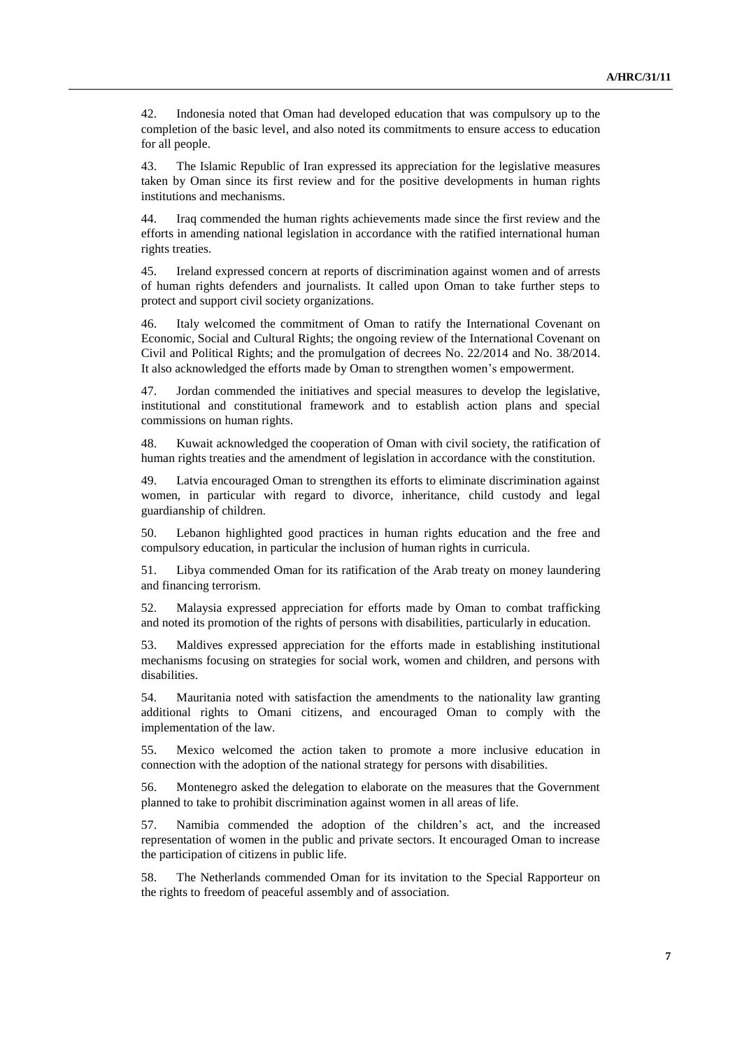42. Indonesia noted that Oman had developed education that was compulsory up to the completion of the basic level, and also noted its commitments to ensure access to education for all people.

43. The Islamic Republic of Iran expressed its appreciation for the legislative measures taken by Oman since its first review and for the positive developments in human rights institutions and mechanisms.

44. Iraq commended the human rights achievements made since the first review and the efforts in amending national legislation in accordance with the ratified international human rights treaties.

45. Ireland expressed concern at reports of discrimination against women and of arrests of human rights defenders and journalists. It called upon Oman to take further steps to protect and support civil society organizations.

46. Italy welcomed the commitment of Oman to ratify the International Covenant on Economic, Social and Cultural Rights; the ongoing review of the International Covenant on Civil and Political Rights; and the promulgation of decrees No. 22/2014 and No. 38/2014. It also acknowledged the efforts made by Oman to strengthen women's empowerment.

47. Jordan commended the initiatives and special measures to develop the legislative, institutional and constitutional framework and to establish action plans and special commissions on human rights.

48. Kuwait acknowledged the cooperation of Oman with civil society, the ratification of human rights treaties and the amendment of legislation in accordance with the constitution.

49. Latvia encouraged Oman to strengthen its efforts to eliminate discrimination against women, in particular with regard to divorce, inheritance, child custody and legal guardianship of children.

50. Lebanon highlighted good practices in human rights education and the free and compulsory education, in particular the inclusion of human rights in curricula.

51. Libya commended Oman for its ratification of the Arab treaty on money laundering and financing terrorism.

52. Malaysia expressed appreciation for efforts made by Oman to combat trafficking and noted its promotion of the rights of persons with disabilities, particularly in education.

53. Maldives expressed appreciation for the efforts made in establishing institutional mechanisms focusing on strategies for social work, women and children, and persons with disabilities.

54. Mauritania noted with satisfaction the amendments to the nationality law granting additional rights to Omani citizens, and encouraged Oman to comply with the implementation of the law.

55. Mexico welcomed the action taken to promote a more inclusive education in connection with the adoption of the national strategy for persons with disabilities.

56. Montenegro asked the delegation to elaborate on the measures that the Government planned to take to prohibit discrimination against women in all areas of life.

57. Namibia commended the adoption of the children's act, and the increased representation of women in the public and private sectors. It encouraged Oman to increase the participation of citizens in public life.

58. The Netherlands commended Oman for its invitation to the Special Rapporteur on the rights to freedom of peaceful assembly and of association.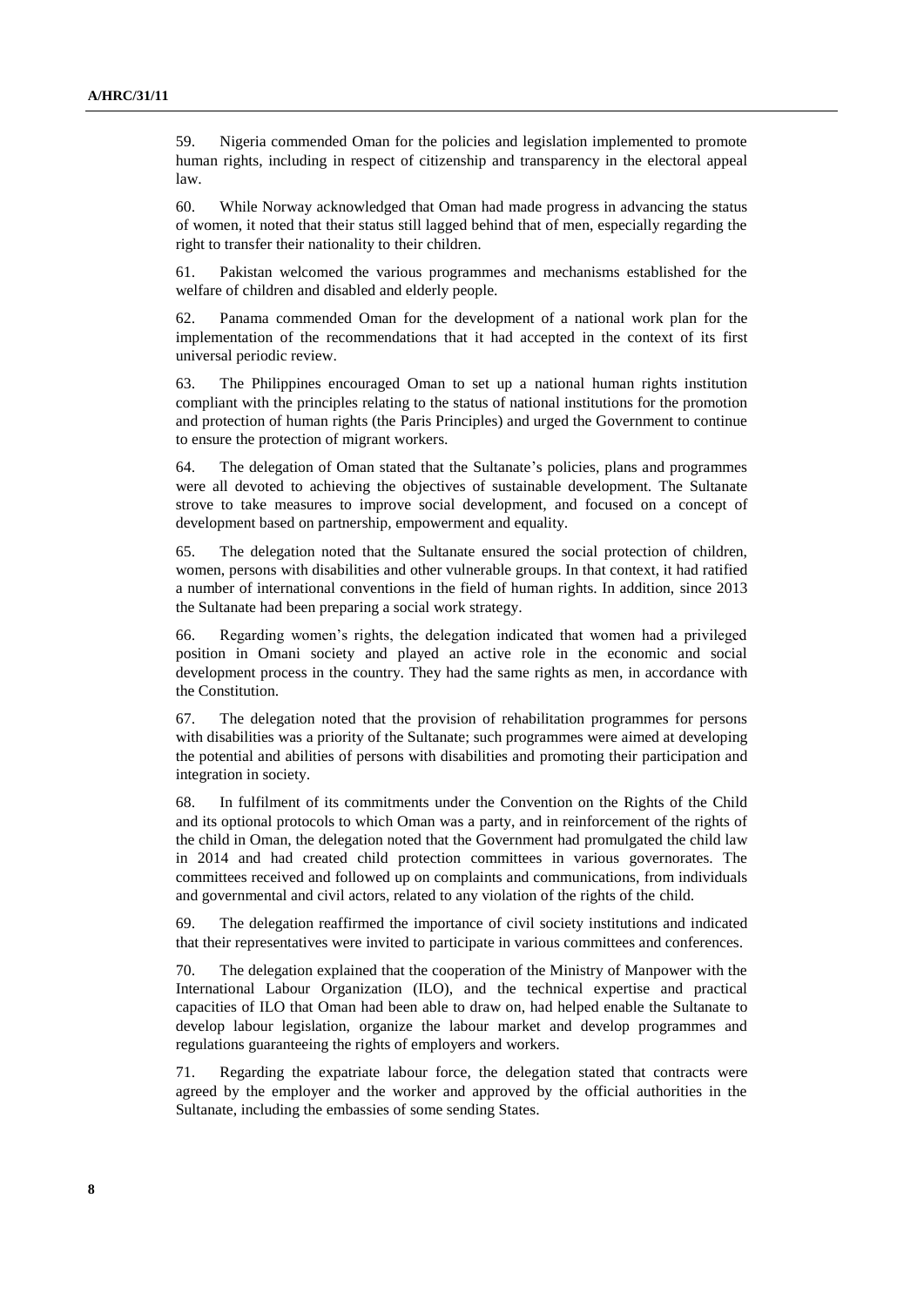59. Nigeria commended Oman for the policies and legislation implemented to promote human rights, including in respect of citizenship and transparency in the electoral appeal law.

60. While Norway acknowledged that Oman had made progress in advancing the status of women, it noted that their status still lagged behind that of men, especially regarding the right to transfer their nationality to their children.

61. Pakistan welcomed the various programmes and mechanisms established for the welfare of children and disabled and elderly people.

62. Panama commended Oman for the development of a national work plan for the implementation of the recommendations that it had accepted in the context of its first universal periodic review.

63. The Philippines encouraged Oman to set up a national human rights institution compliant with the principles relating to the status of national institutions for the promotion and protection of human rights (the Paris Principles) and urged the Government to continue to ensure the protection of migrant workers.

64. The delegation of Oman stated that the Sultanate's policies, plans and programmes were all devoted to achieving the objectives of sustainable development. The Sultanate strove to take measures to improve social development, and focused on a concept of development based on partnership, empowerment and equality.

65. The delegation noted that the Sultanate ensured the social protection of children, women, persons with disabilities and other vulnerable groups. In that context, it had ratified a number of international conventions in the field of human rights. In addition, since 2013 the Sultanate had been preparing a social work strategy.

66. Regarding women's rights, the delegation indicated that women had a privileged position in Omani society and played an active role in the economic and social development process in the country. They had the same rights as men, in accordance with the Constitution.

67. The delegation noted that the provision of rehabilitation programmes for persons with disabilities was a priority of the Sultanate; such programmes were aimed at developing the potential and abilities of persons with disabilities and promoting their participation and integration in society.

68. In fulfilment of its commitments under the Convention on the Rights of the Child and its optional protocols to which Oman was a party, and in reinforcement of the rights of the child in Oman, the delegation noted that the Government had promulgated the child law in 2014 and had created child protection committees in various governorates. The committees received and followed up on complaints and communications, from individuals and governmental and civil actors, related to any violation of the rights of the child.

69. The delegation reaffirmed the importance of civil society institutions and indicated that their representatives were invited to participate in various committees and conferences.

70. The delegation explained that the cooperation of the Ministry of Manpower with the International Labour Organization (ILO), and the technical expertise and practical capacities of ILO that Oman had been able to draw on, had helped enable the Sultanate to develop labour legislation, organize the labour market and develop programmes and regulations guaranteeing the rights of employers and workers.

71. Regarding the expatriate labour force, the delegation stated that contracts were agreed by the employer and the worker and approved by the official authorities in the Sultanate, including the embassies of some sending States.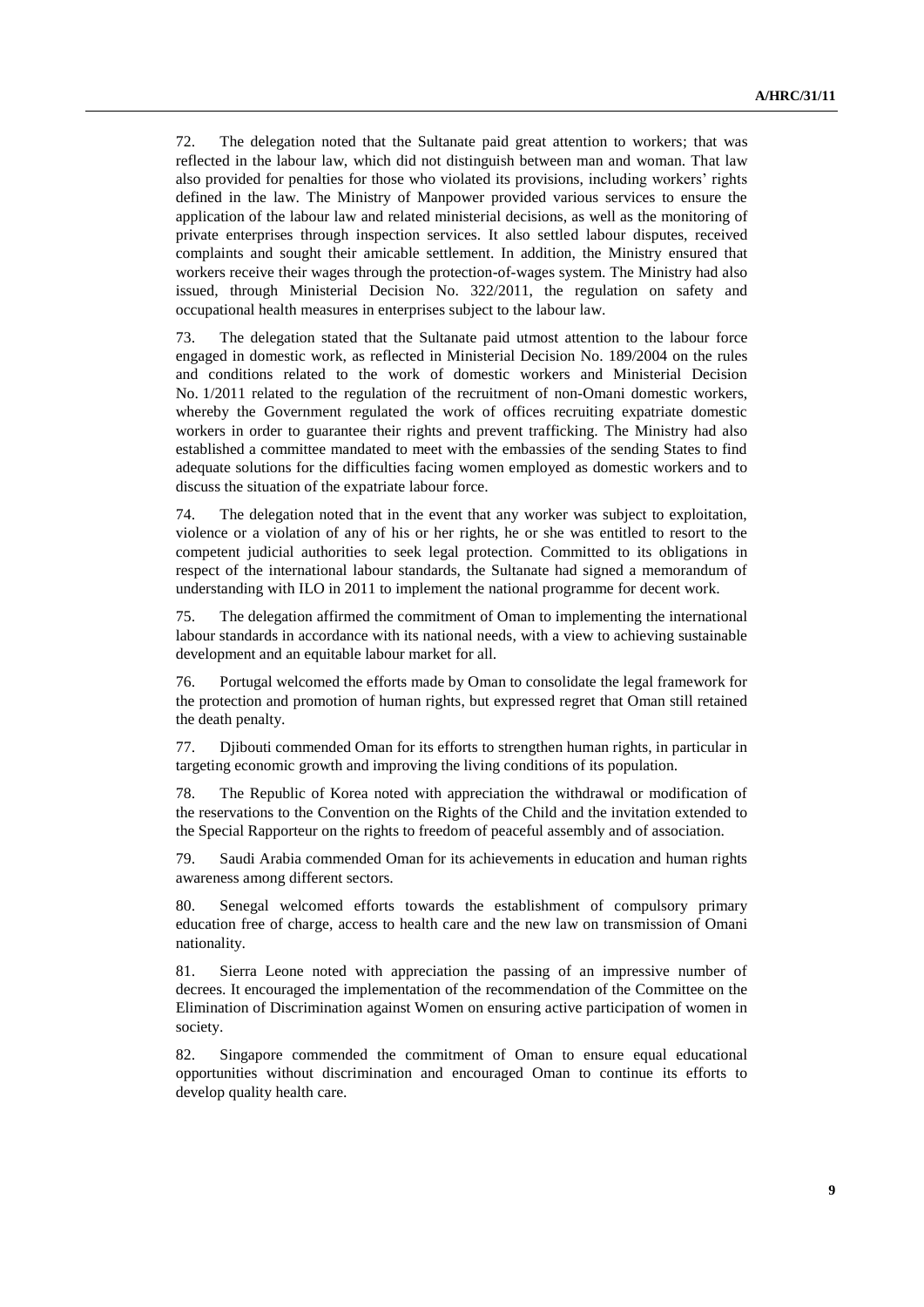72. The delegation noted that the Sultanate paid great attention to workers; that was reflected in the labour law, which did not distinguish between man and woman. That law also provided for penalties for those who violated its provisions, including workers' rights defined in the law. The Ministry of Manpower provided various services to ensure the application of the labour law and related ministerial decisions, as well as the monitoring of private enterprises through inspection services. It also settled labour disputes, received complaints and sought their amicable settlement. In addition, the Ministry ensured that workers receive their wages through the protection-of-wages system. The Ministry had also issued, through Ministerial Decision No. 322/2011, the regulation on safety and occupational health measures in enterprises subject to the labour law.

73. The delegation stated that the Sultanate paid utmost attention to the labour force engaged in domestic work, as reflected in Ministerial Decision No. 189/2004 on the rules and conditions related to the work of domestic workers and Ministerial Decision No. 1/2011 related to the regulation of the recruitment of non-Omani domestic workers, whereby the Government regulated the work of offices recruiting expatriate domestic workers in order to guarantee their rights and prevent trafficking. The Ministry had also established a committee mandated to meet with the embassies of the sending States to find adequate solutions for the difficulties facing women employed as domestic workers and to discuss the situation of the expatriate labour force.

74. The delegation noted that in the event that any worker was subject to exploitation, violence or a violation of any of his or her rights, he or she was entitled to resort to the competent judicial authorities to seek legal protection. Committed to its obligations in respect of the international labour standards, the Sultanate had signed a memorandum of understanding with ILO in 2011 to implement the national programme for decent work.

75. The delegation affirmed the commitment of Oman to implementing the international labour standards in accordance with its national needs, with a view to achieving sustainable development and an equitable labour market for all.

76. Portugal welcomed the efforts made by Oman to consolidate the legal framework for the protection and promotion of human rights, but expressed regret that Oman still retained the death penalty.

77. Djibouti commended Oman for its efforts to strengthen human rights, in particular in targeting economic growth and improving the living conditions of its population.

78. The Republic of Korea noted with appreciation the withdrawal or modification of the reservations to the Convention on the Rights of the Child and the invitation extended to the Special Rapporteur on the rights to freedom of peaceful assembly and of association.

79. Saudi Arabia commended Oman for its achievements in education and human rights awareness among different sectors.

80. Senegal welcomed efforts towards the establishment of compulsory primary education free of charge, access to health care and the new law on transmission of Omani nationality.

81. Sierra Leone noted with appreciation the passing of an impressive number of decrees. It encouraged the implementation of the recommendation of the Committee on the Elimination of Discrimination against Women on ensuring active participation of women in society.

82. Singapore commended the commitment of Oman to ensure equal educational opportunities without discrimination and encouraged Oman to continue its efforts to develop quality health care.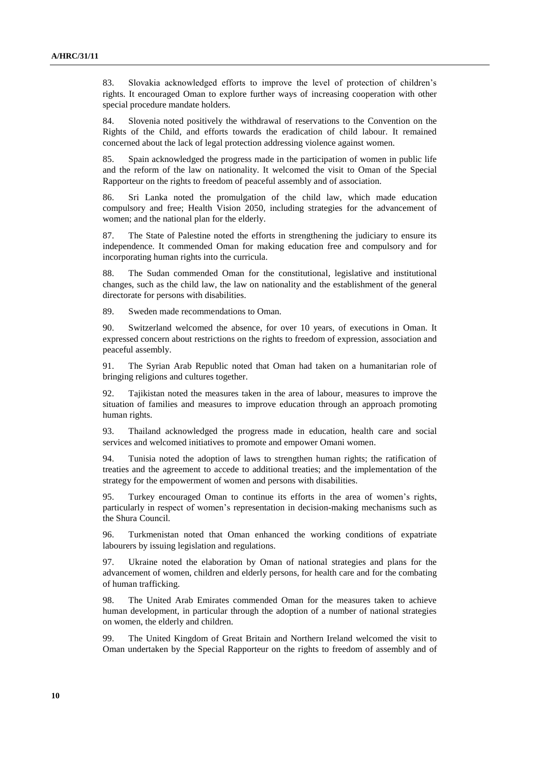83. Slovakia acknowledged efforts to improve the level of protection of children's rights. It encouraged Oman to explore further ways of increasing cooperation with other special procedure mandate holders.

84. Slovenia noted positively the withdrawal of reservations to the Convention on the Rights of the Child, and efforts towards the eradication of child labour. It remained concerned about the lack of legal protection addressing violence against women.

85. Spain acknowledged the progress made in the participation of women in public life and the reform of the law on nationality. It welcomed the visit to Oman of the Special Rapporteur on the rights to freedom of peaceful assembly and of association.

86. Sri Lanka noted the promulgation of the child law, which made education compulsory and free; Health Vision 2050, including strategies for the advancement of women; and the national plan for the elderly.

87. The State of Palestine noted the efforts in strengthening the judiciary to ensure its independence. It commended Oman for making education free and compulsory and for incorporating human rights into the curricula.

88. The Sudan commended Oman for the constitutional, legislative and institutional changes, such as the child law, the law on nationality and the establishment of the general directorate for persons with disabilities.

89. Sweden made recommendations to Oman.

90. Switzerland welcomed the absence, for over 10 years, of executions in Oman. It expressed concern about restrictions on the rights to freedom of expression, association and peaceful assembly.

91. The Syrian Arab Republic noted that Oman had taken on a humanitarian role of bringing religions and cultures together.

92. Tajikistan noted the measures taken in the area of labour, measures to improve the situation of families and measures to improve education through an approach promoting human rights.

93. Thailand acknowledged the progress made in education, health care and social services and welcomed initiatives to promote and empower Omani women.

94. Tunisia noted the adoption of laws to strengthen human rights; the ratification of treaties and the agreement to accede to additional treaties; and the implementation of the strategy for the empowerment of women and persons with disabilities.

95. Turkey encouraged Oman to continue its efforts in the area of women's rights, particularly in respect of women's representation in decision-making mechanisms such as the Shura Council.

96. Turkmenistan noted that Oman enhanced the working conditions of expatriate labourers by issuing legislation and regulations.

97. Ukraine noted the elaboration by Oman of national strategies and plans for the advancement of women, children and elderly persons, for health care and for the combating of human trafficking.

98. The United Arab Emirates commended Oman for the measures taken to achieve human development, in particular through the adoption of a number of national strategies on women, the elderly and children.

99. The United Kingdom of Great Britain and Northern Ireland welcomed the visit to Oman undertaken by the Special Rapporteur on the rights to freedom of assembly and of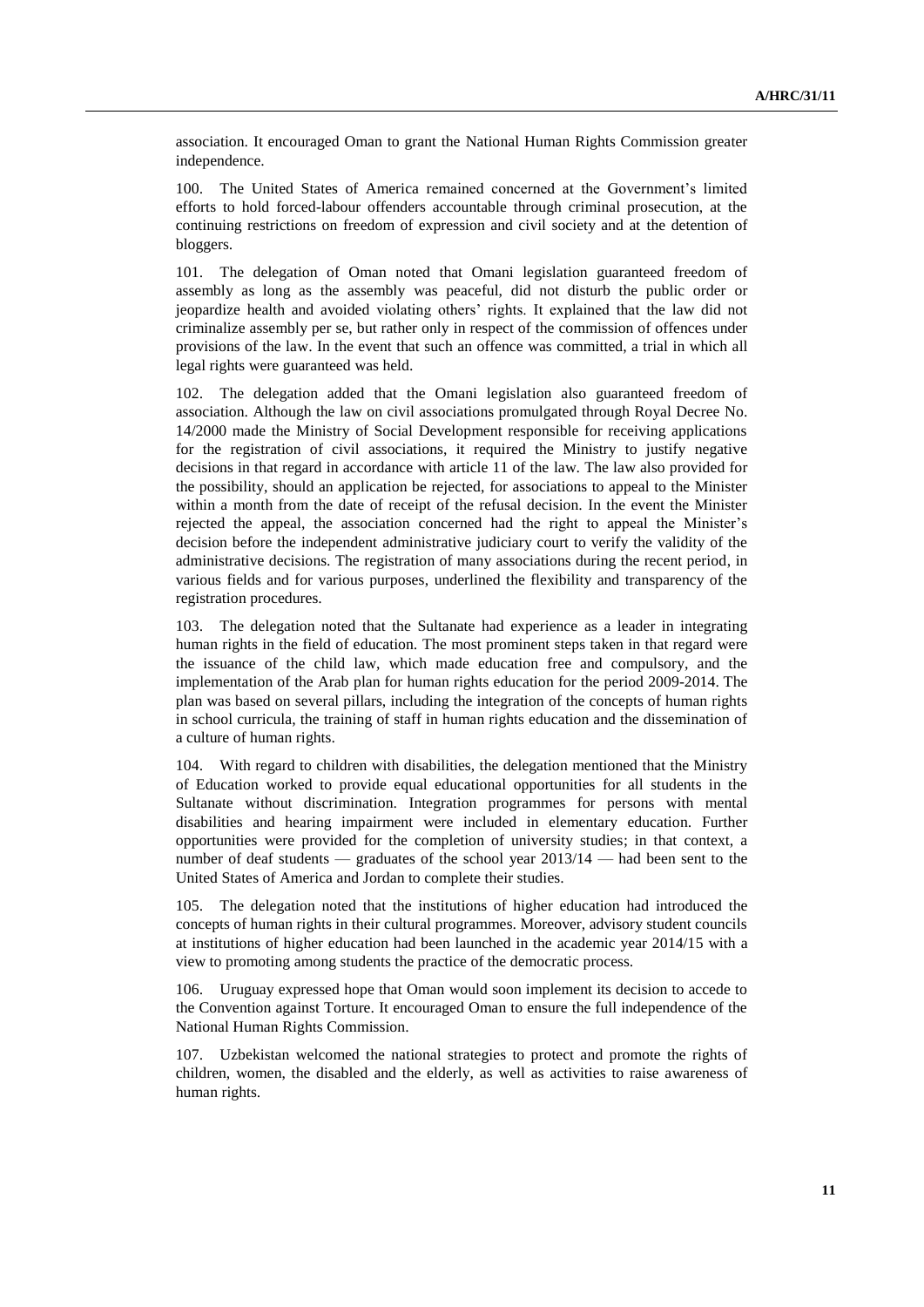association. It encouraged Oman to grant the National Human Rights Commission greater independence.

100. The United States of America remained concerned at the Government's limited efforts to hold forced-labour offenders accountable through criminal prosecution, at the continuing restrictions on freedom of expression and civil society and at the detention of bloggers.

101. The delegation of Oman noted that Omani legislation guaranteed freedom of assembly as long as the assembly was peaceful, did not disturb the public order or jeopardize health and avoided violating others' rights. It explained that the law did not criminalize assembly per se, but rather only in respect of the commission of offences under provisions of the law. In the event that such an offence was committed, a trial in which all legal rights were guaranteed was held.

102. The delegation added that the Omani legislation also guaranteed freedom of association. Although the law on civil associations promulgated through Royal Decree No. 14/2000 made the Ministry of Social Development responsible for receiving applications for the registration of civil associations, it required the Ministry to justify negative decisions in that regard in accordance with article 11 of the law. The law also provided for the possibility, should an application be rejected, for associations to appeal to the Minister within a month from the date of receipt of the refusal decision. In the event the Minister rejected the appeal, the association concerned had the right to appeal the Minister's decision before the independent administrative judiciary court to verify the validity of the administrative decisions. The registration of many associations during the recent period, in various fields and for various purposes, underlined the flexibility and transparency of the registration procedures.

103. The delegation noted that the Sultanate had experience as a leader in integrating human rights in the field of education. The most prominent steps taken in that regard were the issuance of the child law, which made education free and compulsory, and the implementation of the Arab plan for human rights education for the period 2009-2014. The plan was based on several pillars, including the integration of the concepts of human rights in school curricula, the training of staff in human rights education and the dissemination of a culture of human rights.

104. With regard to children with disabilities, the delegation mentioned that the Ministry of Education worked to provide equal educational opportunities for all students in the Sultanate without discrimination. Integration programmes for persons with mental disabilities and hearing impairment were included in elementary education. Further opportunities were provided for the completion of university studies; in that context, a number of deaf students — graduates of the school year 2013/14 — had been sent to the United States of America and Jordan to complete their studies.

105. The delegation noted that the institutions of higher education had introduced the concepts of human rights in their cultural programmes. Moreover, advisory student councils at institutions of higher education had been launched in the academic year 2014/15 with a view to promoting among students the practice of the democratic process.

106. Uruguay expressed hope that Oman would soon implement its decision to accede to the Convention against Torture. It encouraged Oman to ensure the full independence of the National Human Rights Commission.

107. Uzbekistan welcomed the national strategies to protect and promote the rights of children, women, the disabled and the elderly, as well as activities to raise awareness of human rights.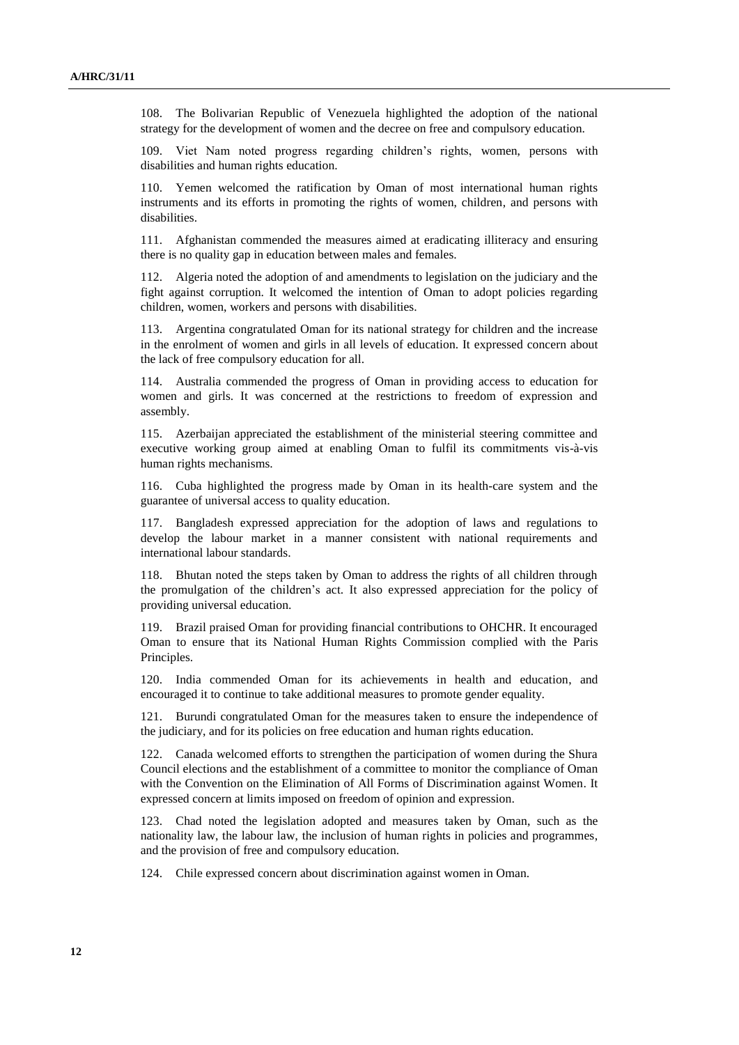108. The Bolivarian Republic of Venezuela highlighted the adoption of the national strategy for the development of women and the decree on free and compulsory education.

109. Viet Nam noted progress regarding children's rights, women, persons with disabilities and human rights education.

110. Yemen welcomed the ratification by Oman of most international human rights instruments and its efforts in promoting the rights of women, children, and persons with disabilities.

111. Afghanistan commended the measures aimed at eradicating illiteracy and ensuring there is no quality gap in education between males and females.

112. Algeria noted the adoption of and amendments to legislation on the judiciary and the fight against corruption. It welcomed the intention of Oman to adopt policies regarding children, women, workers and persons with disabilities.

113. Argentina congratulated Oman for its national strategy for children and the increase in the enrolment of women and girls in all levels of education. It expressed concern about the lack of free compulsory education for all.

114. Australia commended the progress of Oman in providing access to education for women and girls. It was concerned at the restrictions to freedom of expression and assembly.

115. Azerbaijan appreciated the establishment of the ministerial steering committee and executive working group aimed at enabling Oman to fulfil its commitments vis-à-vis human rights mechanisms.

116. Cuba highlighted the progress made by Oman in its health-care system and the guarantee of universal access to quality education.

117. Bangladesh expressed appreciation for the adoption of laws and regulations to develop the labour market in a manner consistent with national requirements and international labour standards.

118. Bhutan noted the steps taken by Oman to address the rights of all children through the promulgation of the children's act. It also expressed appreciation for the policy of providing universal education.

119. Brazil praised Oman for providing financial contributions to OHCHR. It encouraged Oman to ensure that its National Human Rights Commission complied with the Paris Principles.

120. India commended Oman for its achievements in health and education, and encouraged it to continue to take additional measures to promote gender equality.

121. Burundi congratulated Oman for the measures taken to ensure the independence of the judiciary, and for its policies on free education and human rights education.

122. Canada welcomed efforts to strengthen the participation of women during the Shura Council elections and the establishment of a committee to monitor the compliance of Oman with the Convention on the Elimination of All Forms of Discrimination against Women. It expressed concern at limits imposed on freedom of opinion and expression.

123. Chad noted the legislation adopted and measures taken by Oman, such as the nationality law, the labour law, the inclusion of human rights in policies and programmes, and the provision of free and compulsory education.

124. Chile expressed concern about discrimination against women in Oman.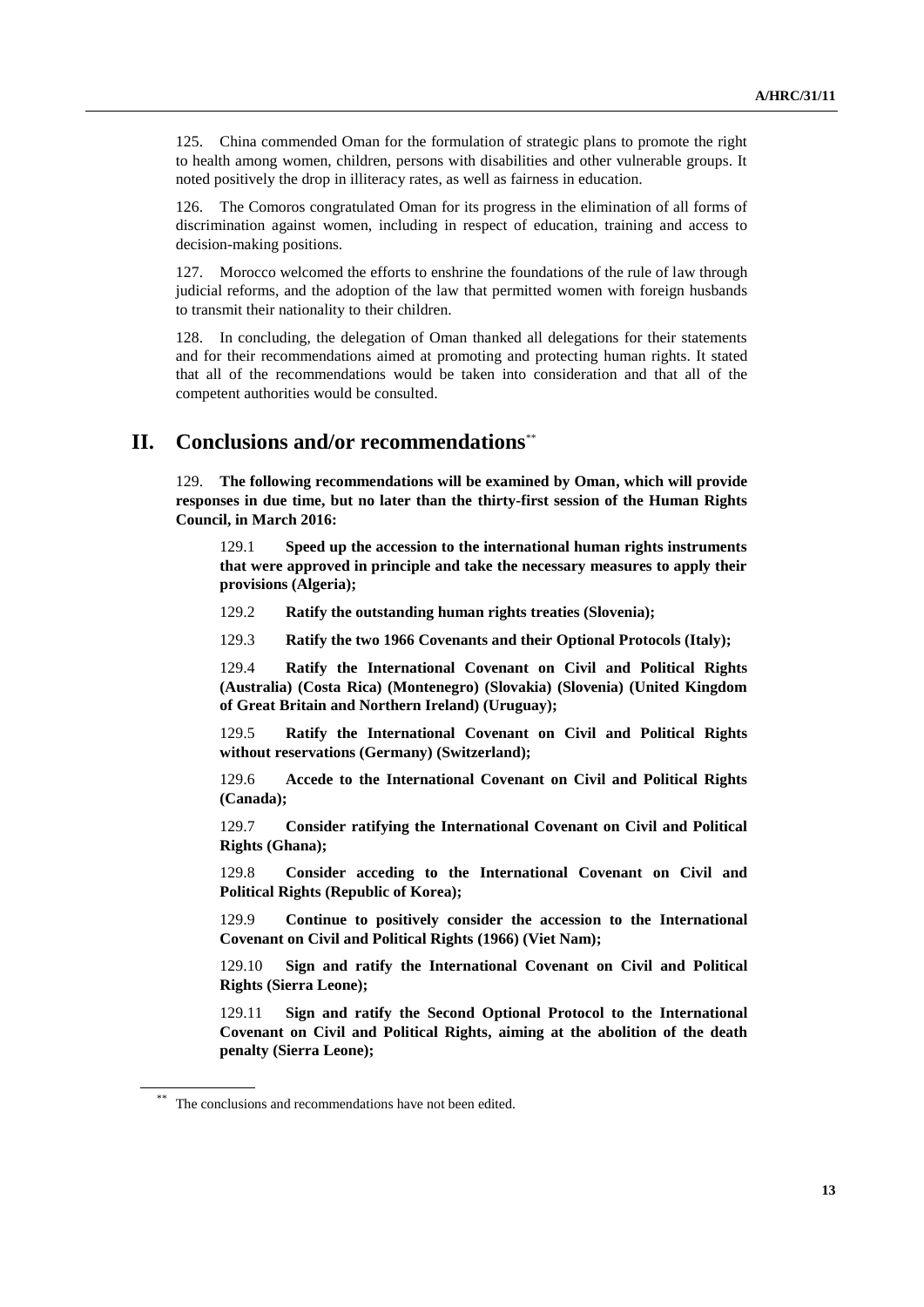125. China commended Oman for the formulation of strategic plans to promote the right to health among women, children, persons with disabilities and other vulnerable groups. It noted positively the drop in illiteracy rates, as well as fairness in education.

126. The Comoros congratulated Oman for its progress in the elimination of all forms of discrimination against women, including in respect of education, training and access to decision-making positions.

127. Morocco welcomed the efforts to enshrine the foundations of the rule of law through judicial reforms, and the adoption of the law that permitted women with foreign husbands to transmit their nationality to their children.

128. In concluding, the delegation of Oman thanked all delegations for their statements and for their recommendations aimed at promoting and protecting human rights. It stated that all of the recommendations would be taken into consideration and that all of the competent authorities would be consulted.

## II. Conclusions and/or recommendations[**]

129. **The following recommendations will be examined by Oman, which will provide responses in due time, but no later than the thirty-first session of the Human Rights Council, in March 2016:**

129.1 **Speed up the accession to the international human rights instruments that were approved in principle and take the necessary measures to apply their provisions (Algeria);**

129.2 **Ratify the outstanding human rights treaties (Slovenia);**

129.3 **Ratify the two 1966 Covenants and their Optional Protocols (Italy);**

129.4 **Ratify the International Covenant on Civil and Political Rights (Australia) (Costa Rica) (Montenegro) (Slovakia) (Slovenia) (United Kingdom of Great Britain and Northern Ireland) (Uruguay);**

129.5 **Ratify the International Covenant on Civil and Political Rights without reservations (Germany) (Switzerland);**

129.6 **Accede to the International Covenant on Civil and Political Rights (Canada);**

129.7 **Consider ratifying the International Covenant on Civil and Political Rights (Ghana);**

129.8 **Consider acceding to the International Covenant on Civil and Political Rights (Republic of Korea);**

129.9 **Continue to positively consider the accession to the International Covenant on Civil and Political Rights (1966) (Viet Nam);**

129.10 **Sign and ratify the International Covenant on Civil and Political Rights (Sierra Leone);**

129.11 **Sign and ratify the Second Optional Protocol to the International Covenant on Civil and Political Rights, aiming at the abolition of the death penalty (Sierra Leone);**

[**] The conclusions and recommendations have not been edited.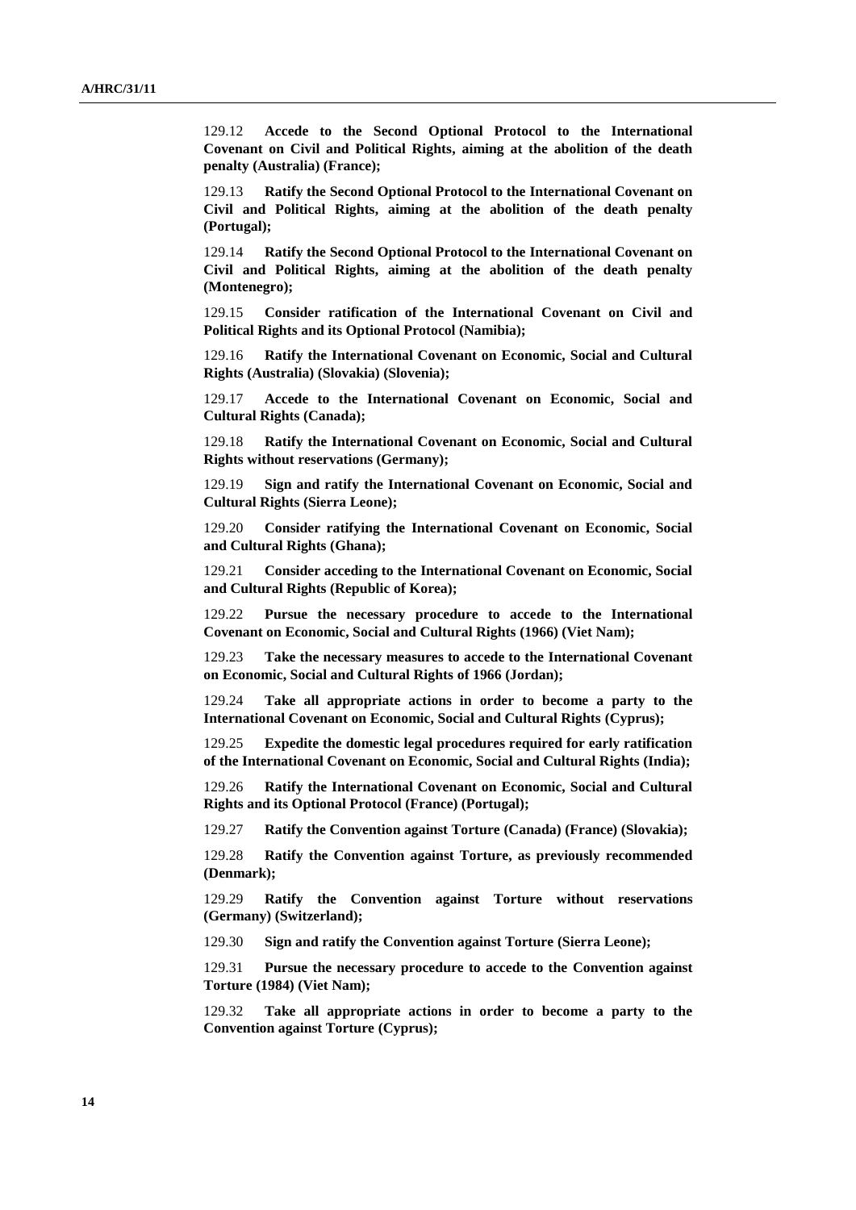129.12 **Accede to the Second Optional Protocol to the International Covenant on Civil and Political Rights, aiming at the abolition of the death penalty (Australia) (France);**

129.13 **Ratify the Second Optional Protocol to the International Covenant on Civil and Political Rights, aiming at the abolition of the death penalty (Portugal);**

129.14 **Ratify the Second Optional Protocol to the International Covenant on Civil and Political Rights, aiming at the abolition of the death penalty (Montenegro);**

129.15 **Consider ratification of the International Covenant on Civil and Political Rights and its Optional Protocol (Namibia);**

129.16 **Ratify the International Covenant on Economic, Social and Cultural Rights (Australia) (Slovakia) (Slovenia);**

129.17 **Accede to the International Covenant on Economic, Social and Cultural Rights (Canada);**

129.18 **Ratify the International Covenant on Economic, Social and Cultural Rights without reservations (Germany);**

129.19 **Sign and ratify the International Covenant on Economic, Social and Cultural Rights (Sierra Leone);**

129.20 **Consider ratifying the International Covenant on Economic, Social and Cultural Rights (Ghana);**

129.21 **Consider acceding to the International Covenant on Economic, Social and Cultural Rights (Republic of Korea);**

129.22 **Pursue the necessary procedure to accede to the International Covenant on Economic, Social and Cultural Rights (1966) (Viet Nam);**

129.23 **Take the necessary measures to accede to the International Covenant on Economic, Social and Cultural Rights of 1966 (Jordan);**

129.24 **Take all appropriate actions in order to become a party to the International Covenant on Economic, Social and Cultural Rights (Cyprus);**

129.25 **Expedite the domestic legal procedures required for early ratification of the International Covenant on Economic, Social and Cultural Rights (India);**

129.26 **Ratify the International Covenant on Economic, Social and Cultural Rights and its Optional Protocol (France) (Portugal);**

129.27 **Ratify the Convention against Torture (Canada) (France) (Slovakia);**

129.28 **Ratify the Convention against Torture, as previously recommended (Denmark);**

129.29 **Ratify the Convention against Torture without reservations (Germany) (Switzerland);**

129.30 **Sign and ratify the Convention against Torture (Sierra Leone);**

129.31 **Pursue the necessary procedure to accede to the Convention against Torture (1984) (Viet Nam);**

129.32 **Take all appropriate actions in order to become a party to the Convention against Torture (Cyprus);**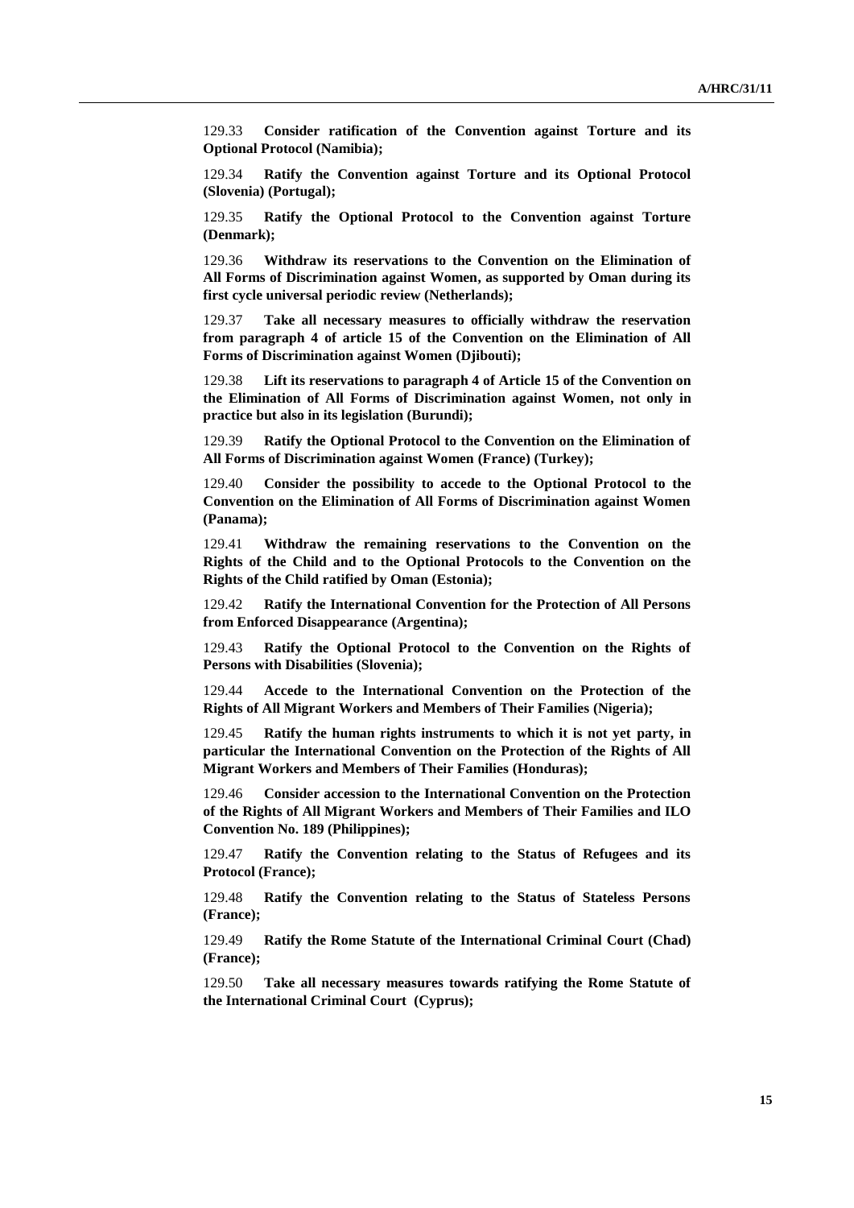129.33 **Consider ratification of the Convention against Torture and its Optional Protocol (Namibia);**

129.34 **Ratify the Convention against Torture and its Optional Protocol (Slovenia) (Portugal);**

129.35 **Ratify the Optional Protocol to the Convention against Torture (Denmark);**

129.36 **Withdraw its reservations to the Convention on the Elimination of All Forms of Discrimination against Women, as supported by Oman during its first cycle universal periodic review (Netherlands);**

129.37 **Take all necessary measures to officially withdraw the reservation from paragraph 4 of article 15 of the Convention on the Elimination of All Forms of Discrimination against Women (Djibouti);**

129.38 **Lift its reservations to paragraph 4 of Article 15 of the Convention on the Elimination of All Forms of Discrimination against Women, not only in practice but also in its legislation (Burundi);**

129.39 **Ratify the Optional Protocol to the Convention on the Elimination of All Forms of Discrimination against Women (France) (Turkey);**

129.40 **Consider the possibility to accede to the Optional Protocol to the Convention on the Elimination of All Forms of Discrimination against Women (Panama);**

129.41 **Withdraw the remaining reservations to the Convention on the Rights of the Child and to the Optional Protocols to the Convention on the Rights of the Child ratified by Oman (Estonia);**

129.42 **Ratify the International Convention for the Protection of All Persons from Enforced Disappearance (Argentina);**

129.43 **Ratify the Optional Protocol to the Convention on the Rights of Persons with Disabilities (Slovenia);**

129.44 **Accede to the International Convention on the Protection of the Rights of All Migrant Workers and Members of Their Families (Nigeria);**

129.45 **Ratify the human rights instruments to which it is not yet party, in particular the International Convention on the Protection of the Rights of All Migrant Workers and Members of Their Families (Honduras);**

129.46 **Consider accession to the International Convention on the Protection of the Rights of All Migrant Workers and Members of Their Families and ILO Convention No. 189 (Philippines);**

129.47 **Ratify the Convention relating to the Status of Refugees and its Protocol (France);**

129.48 **Ratify the Convention relating to the Status of Stateless Persons (France);**

129.49 **Ratify the Rome Statute of the International Criminal Court (Chad) (France);**

129.50 **Take all necessary measures towards ratifying the Rome Statute of the International Criminal Court (Cyprus);**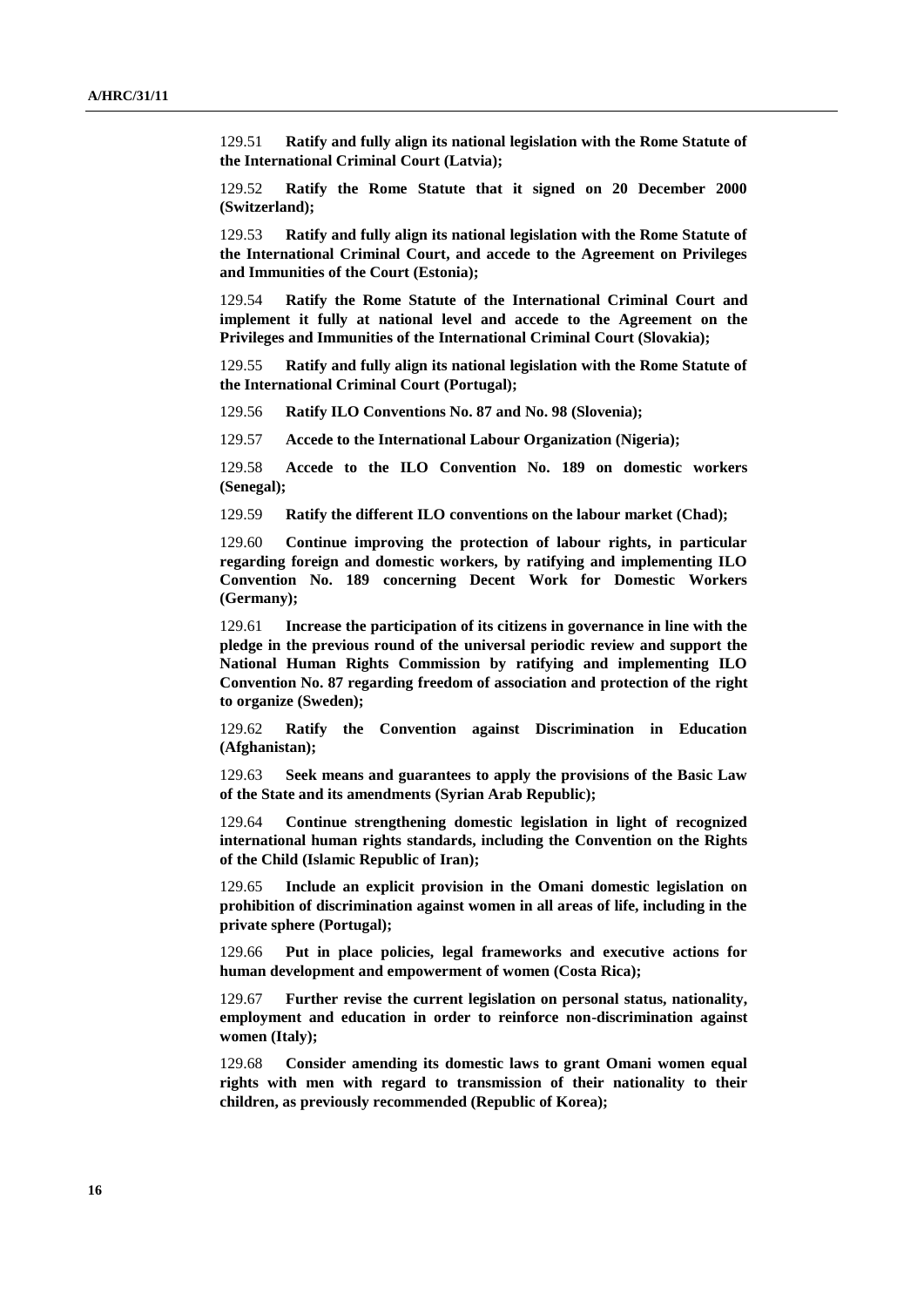129.51 **Ratify and fully align its national legislation with the Rome Statute of the International Criminal Court (Latvia);**

129.52 **Ratify the Rome Statute that it signed on 20 December 2000 (Switzerland);**

129.53 **Ratify and fully align its national legislation with the Rome Statute of the International Criminal Court, and accede to the Agreement on Privileges and Immunities of the Court (Estonia);**

129.54 **Ratify the Rome Statute of the International Criminal Court and implement it fully at national level and accede to the Agreement on the Privileges and Immunities of the International Criminal Court (Slovakia);**

129.55 **Ratify and fully align its national legislation with the Rome Statute of the International Criminal Court (Portugal);**

129.56 **Ratify ILO Conventions No. 87 and No. 98 (Slovenia);**

129.57 **Accede to the International Labour Organization (Nigeria);**

129.58 **Accede to the ILO Convention No. 189 on domestic workers (Senegal);**

129.59 **Ratify the different ILO conventions on the labour market (Chad);**

129.60 **Continue improving the protection of labour rights, in particular regarding foreign and domestic workers, by ratifying and implementing ILO Convention No. 189 concerning Decent Work for Domestic Workers (Germany);**

129.61 **Increase the participation of its citizens in governance in line with the pledge in the previous round of the universal periodic review and support the National Human Rights Commission by ratifying and implementing ILO Convention No. 87 regarding freedom of association and protection of the right to organize (Sweden);**

129.62 **Ratify the Convention against Discrimination in Education (Afghanistan);**

129.63 **Seek means and guarantees to apply the provisions of the Basic Law of the State and its amendments (Syrian Arab Republic);**

129.64 **Continue strengthening domestic legislation in light of recognized international human rights standards, including the Convention on the Rights of the Child (Islamic Republic of Iran);**

129.65 **Include an explicit provision in the Omani domestic legislation on prohibition of discrimination against women in all areas of life, including in the private sphere (Portugal);**

129.66 **Put in place policies, legal frameworks and executive actions for human development and empowerment of women (Costa Rica);**

129.67 **Further revise the current legislation on personal status, nationality, employment and education in order to reinforce non-discrimination against women (Italy);**

129.68 **Consider amending its domestic laws to grant Omani women equal rights with men with regard to transmission of their nationality to their children, as previously recommended (Republic of Korea);**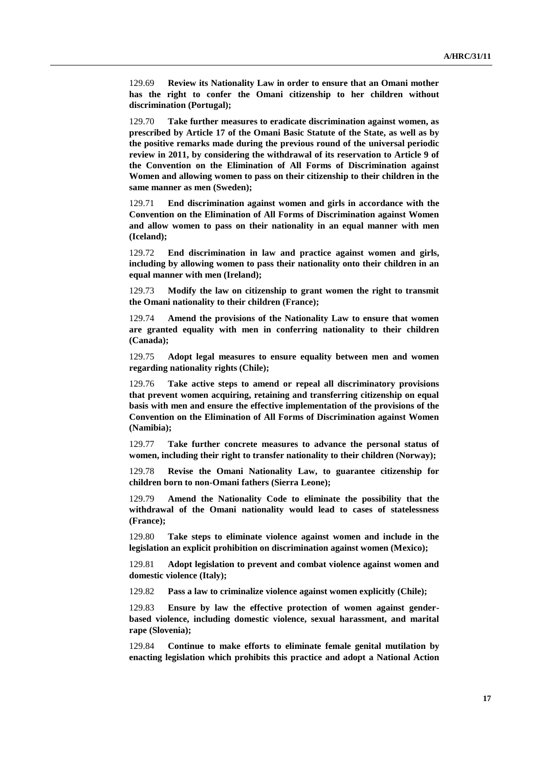129.69 **Review its Nationality Law in order to ensure that an Omani mother has the right to confer the Omani citizenship to her children without discrimination (Portugal);**

129.70 **Take further measures to eradicate discrimination against women, as prescribed by Article 17 of the Omani Basic Statute of the State, as well as by the positive remarks made during the previous round of the universal periodic review in 2011, by considering the withdrawal of its reservation to Article 9 of the Convention on the Elimination of All Forms of Discrimination against Women and allowing women to pass on their citizenship to their children in the same manner as men (Sweden);**

129.71 **End discrimination against women and girls in accordance with the Convention on the Elimination of All Forms of Discrimination against Women and allow women to pass on their nationality in an equal manner with men (Iceland);**

129.72 **End discrimination in law and practice against women and girls, including by allowing women to pass their nationality onto their children in an equal manner with men (Ireland);**

129.73 **Modify the law on citizenship to grant women the right to transmit the Omani nationality to their children (France);**

129.74 **Amend the provisions of the Nationality Law to ensure that women are granted equality with men in conferring nationality to their children (Canada);**

129.75 **Adopt legal measures to ensure equality between men and women regarding nationality rights (Chile);**

129.76 **Take active steps to amend or repeal all discriminatory provisions that prevent women acquiring, retaining and transferring citizenship on equal basis with men and ensure the effective implementation of the provisions of the Convention on the Elimination of All Forms of Discrimination against Women (Namibia);**

129.77 **Take further concrete measures to advance the personal status of women, including their right to transfer nationality to their children (Norway);**

129.78 **Revise the Omani Nationality Law, to guarantee citizenship for children born to non-Omani fathers (Sierra Leone);**

129.79 **Amend the Nationality Code to eliminate the possibility that the withdrawal of the Omani nationality would lead to cases of statelessness (France);**

129.80 **Take steps to eliminate violence against women and include in the legislation an explicit prohibition on discrimination against women (Mexico);**

129.81 **Adopt legislation to prevent and combat violence against women and domestic violence (Italy);**

129.82 **Pass a law to criminalize violence against women explicitly (Chile);**

129.83 **Ensure by law the effective protection of women against gender-based violence, including domestic violence, sexual harassment, and marital rape (Slovenia);**

129.84 **Continue to make efforts to eliminate female genital mutilation by enacting legislation which prohibits this practice and adopt a National Action**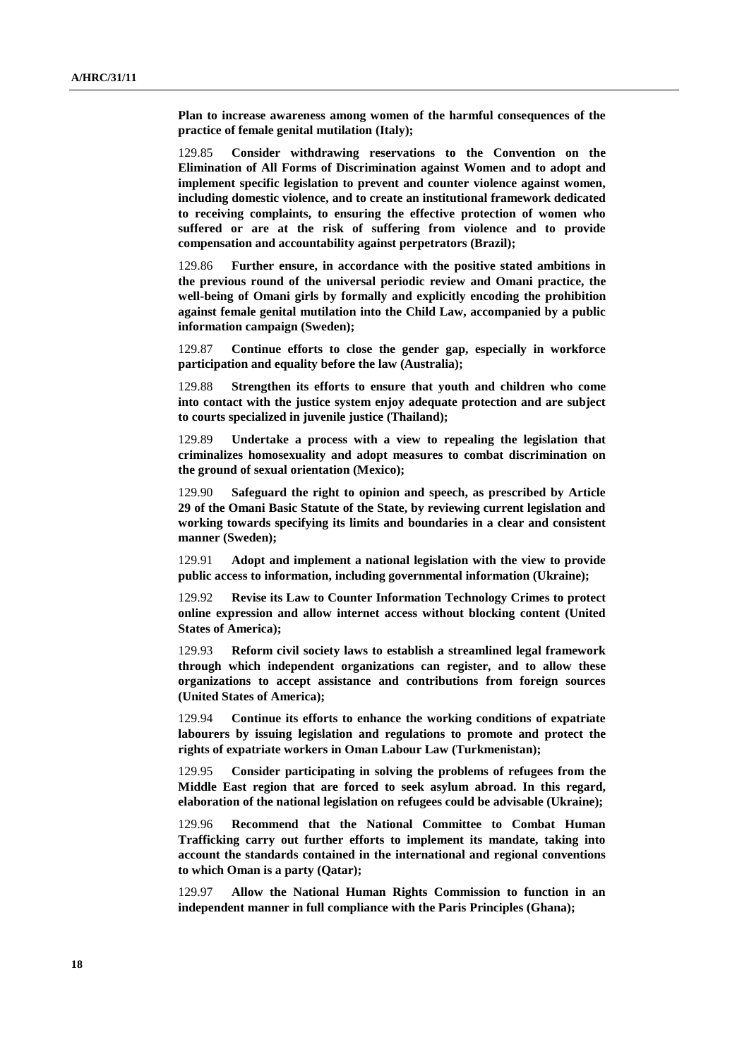**Plan to increase awareness among women of the harmful consequences of the practice of female genital mutilation (Italy);**

129.85 **Consider withdrawing reservations to the Convention on the Elimination of All Forms of Discrimination against Women and to adopt and implement specific legislation to prevent and counter violence against women, including domestic violence, and to create an institutional framework dedicated to receiving complaints, to ensuring the effective protection of women who suffered or are at the risk of suffering from violence and to provide compensation and accountability against perpetrators (Brazil);**

129.86 **Further ensure, in accordance with the positive stated ambitions in the previous round of the universal periodic review and Omani practice, the well-being of Omani girls by formally and explicitly encoding the prohibition against female genital mutilation into the Child Law, accompanied by a public information campaign (Sweden);**

129.87 **Continue efforts to close the gender gap, especially in workforce participation and equality before the law (Australia);**

129.88 **Strengthen its efforts to ensure that youth and children who come into contact with the justice system enjoy adequate protection and are subject to courts specialized in juvenile justice (Thailand);**

129.89 **Undertake a process with a view to repealing the legislation that criminalizes homosexuality and adopt measures to combat discrimination on the ground of sexual orientation (Mexico);**

129.90 **Safeguard the right to opinion and speech, as prescribed by Article 29 of the Omani Basic Statute of the State, by reviewing current legislation and working towards specifying its limits and boundaries in a clear and consistent manner (Sweden);**

129.91 **Adopt and implement a national legislation with the view to provide public access to information, including governmental information (Ukraine);**

129.92 **Revise its Law to Counter Information Technology Crimes to protect online expression and allow internet access without blocking content (United States of America);**

129.93 **Reform civil society laws to establish a streamlined legal framework through which independent organizations can register, and to allow these organizations to accept assistance and contributions from foreign sources (United States of America);**

129.94 **Continue its efforts to enhance the working conditions of expatriate labourers by issuing legislation and regulations to promote and protect the rights of expatriate workers in Oman Labour Law (Turkmenistan);**

129.95 **Consider participating in solving the problems of refugees from the Middle East region that are forced to seek asylum abroad. In this regard, elaboration of the national legislation on refugees could be advisable (Ukraine);**

129.96 **Recommend that the National Committee to Combat Human Trafficking carry out further efforts to implement its mandate, taking into account the standards contained in the international and regional conventions to which Oman is a party (Qatar);**

129.97 **Allow the National Human Rights Commission to function in an independent manner in full compliance with the Paris Principles (Ghana);**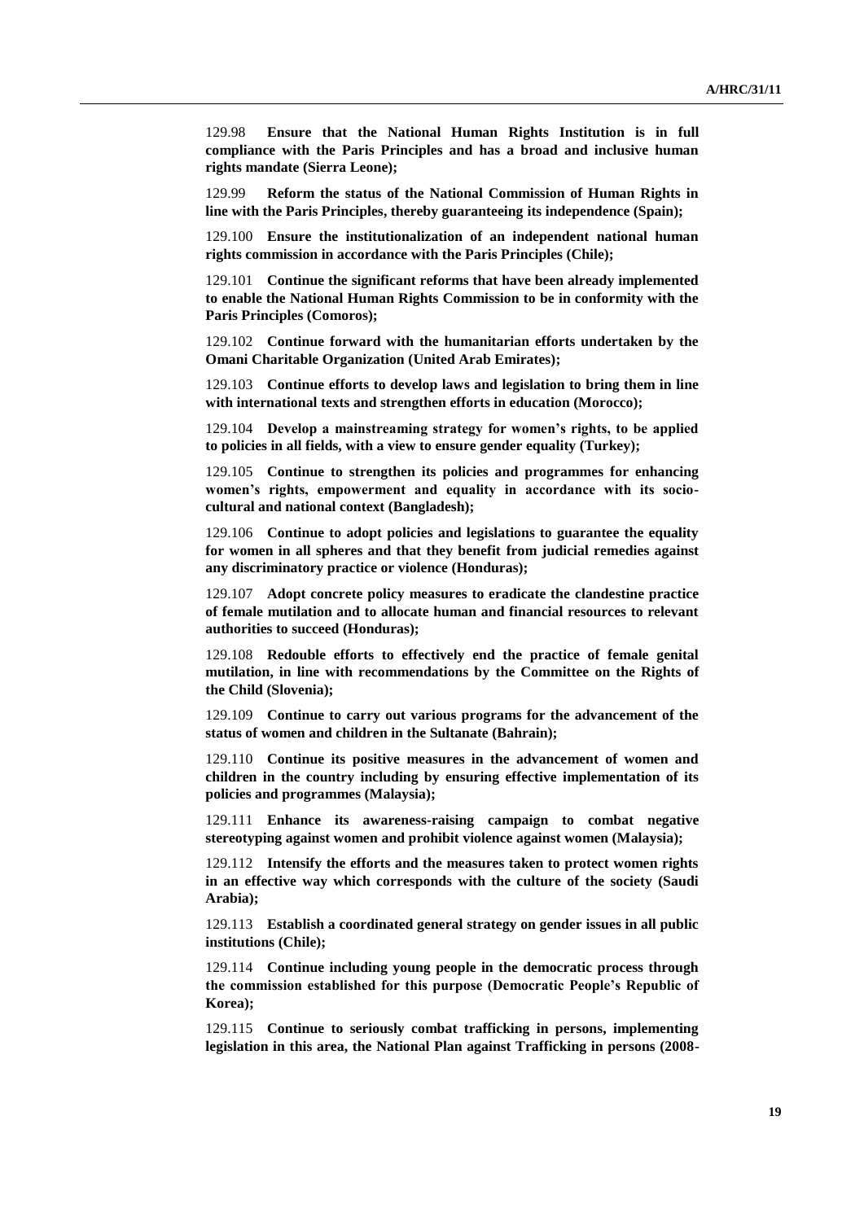129.98 **Ensure that the National Human Rights Institution is in full compliance with the Paris Principles and has a broad and inclusive human rights mandate (Sierra Leone);**

129.99 **Reform the status of the National Commission of Human Rights in line with the Paris Principles, thereby guaranteeing its independence (Spain);**

129.100 **Ensure the institutionalization of an independent national human rights commission in accordance with the Paris Principles (Chile);**

129.101 **Continue the significant reforms that have been already implemented to enable the National Human Rights Commission to be in conformity with the Paris Principles (Comoros);**

129.102 **Continue forward with the humanitarian efforts undertaken by the Omani Charitable Organization (United Arab Emirates);**

129.103 **Continue efforts to develop laws and legislation to bring them in line with international texts and strengthen efforts in education (Morocco);**

129.104 **Develop a mainstreaming strategy for women's rights, to be applied to policies in all fields, with a view to ensure gender equality (Turkey);**

129.105 **Continue to strengthen its policies and programmes for enhancing women's rights, empowerment and equality in accordance with its socio-cultural and national context (Bangladesh);**

129.106 **Continue to adopt policies and legislations to guarantee the equality for women in all spheres and that they benefit from judicial remedies against any discriminatory practice or violence (Honduras);**

129.107 **Adopt concrete policy measures to eradicate the clandestine practice of female mutilation and to allocate human and financial resources to relevant authorities to succeed (Honduras);**

129.108 **Redouble efforts to effectively end the practice of female genital mutilation, in line with recommendations by the Committee on the Rights of the Child (Slovenia);**

129.109 **Continue to carry out various programs for the advancement of the status of women and children in the Sultanate (Bahrain);**

129.110 **Continue its positive measures in the advancement of women and children in the country including by ensuring effective implementation of its policies and programmes (Malaysia);**

129.111 **Enhance its awareness-raising campaign to combat negative stereotyping against women and prohibit violence against women (Malaysia);**

129.112 **Intensify the efforts and the measures taken to protect women rights in an effective way which corresponds with the culture of the society (Saudi Arabia);**

129.113 **Establish a coordinated general strategy on gender issues in all public institutions (Chile);**

129.114 **Continue including young people in the democratic process through the commission established for this purpose (Democratic People's Republic of Korea);**

129.115 **Continue to seriously combat trafficking in persons, implementing legislation in this area, the National Plan against Trafficking in persons (2008-**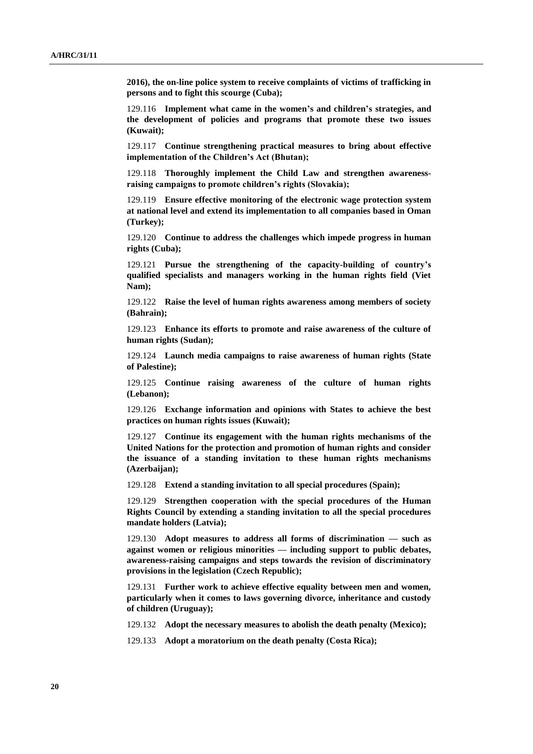**2016), the on-line police system to receive complaints of victims of trafficking in persons and to fight this scourge (Cuba);**

129.116 **Implement what came in the women's and children's strategies, and the development of policies and programs that promote these two issues (Kuwait);**

129.117 **Continue strengthening practical measures to bring about effective implementation of the Children's Act (Bhutan);**

129.118 **Thoroughly implement the Child Law and strengthen awareness-raising campaigns to promote children's rights (Slovakia);**

129.119 **Ensure effective monitoring of the electronic wage protection system at national level and extend its implementation to all companies based in Oman (Turkey);**

129.120 **Continue to address the challenges which impede progress in human rights (Cuba);**

129.121 **Pursue the strengthening of the capacity-building of country's qualified specialists and managers working in the human rights field (Viet Nam);**

129.122 **Raise the level of human rights awareness among members of society (Bahrain);**

129.123 **Enhance its efforts to promote and raise awareness of the culture of human rights (Sudan);**

129.124 **Launch media campaigns to raise awareness of human rights (State of Palestine);**

129.125 **Continue raising awareness of the culture of human rights (Lebanon);**

129.126 **Exchange information and opinions with States to achieve the best practices on human rights issues (Kuwait);**

129.127 **Continue its engagement with the human rights mechanisms of the United Nations for the protection and promotion of human rights and consider the issuance of a standing invitation to these human rights mechanisms (Azerbaijan);**

129.128 **Extend a standing invitation to all special procedures (Spain);**

129.129 **Strengthen cooperation with the special procedures of the Human Rights Council by extending a standing invitation to all the special procedures mandate holders (Latvia);**

129.130 **Adopt measures to address all forms of discrimination — such as against women or religious minorities — including support to public debates, awareness-raising campaigns and steps towards the revision of discriminatory provisions in the legislation (Czech Republic);**

129.131 **Further work to achieve effective equality between men and women, particularly when it comes to laws governing divorce, inheritance and custody of children (Uruguay);**

129.132 **Adopt the necessary measures to abolish the death penalty (Mexico);**

129.133 **Adopt a moratorium on the death penalty (Costa Rica);**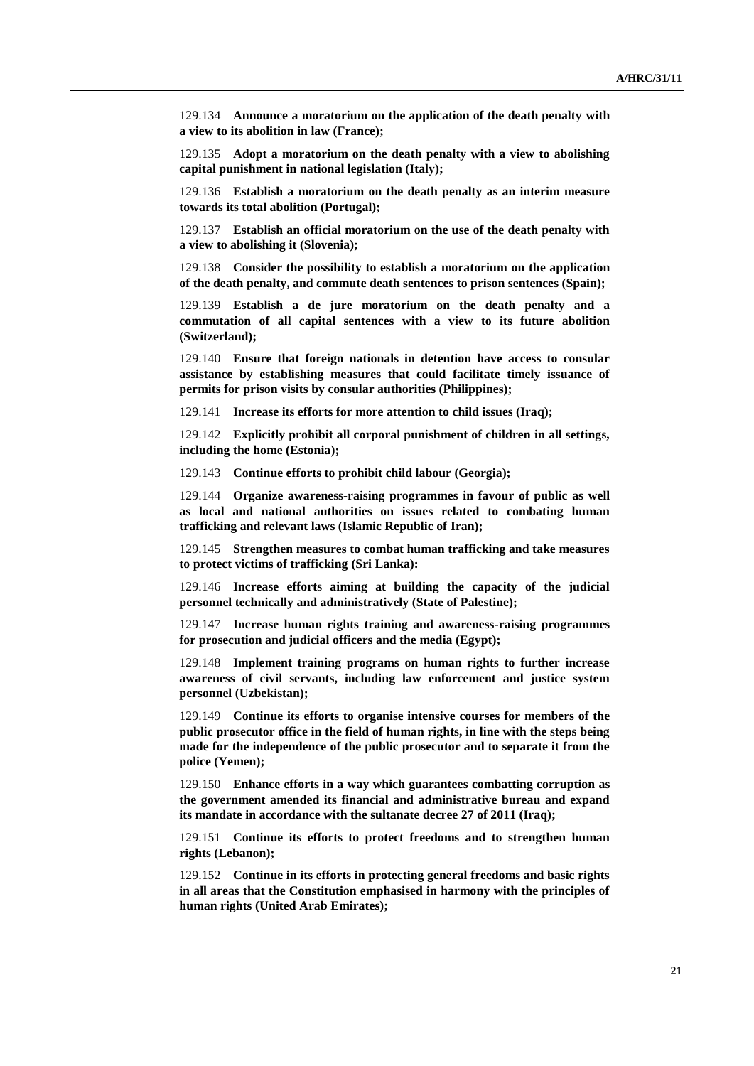129.134 **Announce a moratorium on the application of the death penalty with a view to its abolition in law (France);**

129.135 **Adopt a moratorium on the death penalty with a view to abolishing capital punishment in national legislation (Italy);**

129.136 **Establish a moratorium on the death penalty as an interim measure towards its total abolition (Portugal);**

129.137 **Establish an official moratorium on the use of the death penalty with a view to abolishing it (Slovenia);**

129.138 **Consider the possibility to establish a moratorium on the application of the death penalty, and commute death sentences to prison sentences (Spain);**

129.139 **Establish a de jure moratorium on the death penalty and a commutation of all capital sentences with a view to its future abolition (Switzerland);**

129.140 **Ensure that foreign nationals in detention have access to consular assistance by establishing measures that could facilitate timely issuance of permits for prison visits by consular authorities (Philippines);**

129.141 **Increase its efforts for more attention to child issues (Iraq);**

129.142 **Explicitly prohibit all corporal punishment of children in all settings, including the home (Estonia);**

129.143 **Continue efforts to prohibit child labour (Georgia);**

129.144 **Organize awareness-raising programmes in favour of public as well as local and national authorities on issues related to combating human trafficking and relevant laws (Islamic Republic of Iran);**

129.145 **Strengthen measures to combat human trafficking and take measures to protect victims of trafficking (Sri Lanka):**

129.146 **Increase efforts aiming at building the capacity of the judicial personnel technically and administratively (State of Palestine);**

129.147 **Increase human rights training and awareness-raising programmes for prosecution and judicial officers and the media (Egypt);**

129.148 **Implement training programs on human rights to further increase awareness of civil servants, including law enforcement and justice system personnel (Uzbekistan);**

129.149 **Continue its efforts to organise intensive courses for members of the public prosecutor office in the field of human rights, in line with the steps being made for the independence of the public prosecutor and to separate it from the police (Yemen);**

129.150 **Enhance efforts in a way which guarantees combatting corruption as the government amended its financial and administrative bureau and expand its mandate in accordance with the sultanate decree 27 of 2011 (Iraq);**

129.151 **Continue its efforts to protect freedoms and to strengthen human rights (Lebanon);**

129.152 **Continue in its efforts in protecting general freedoms and basic rights in all areas that the Constitution emphasised in harmony with the principles of human rights (United Arab Emirates);**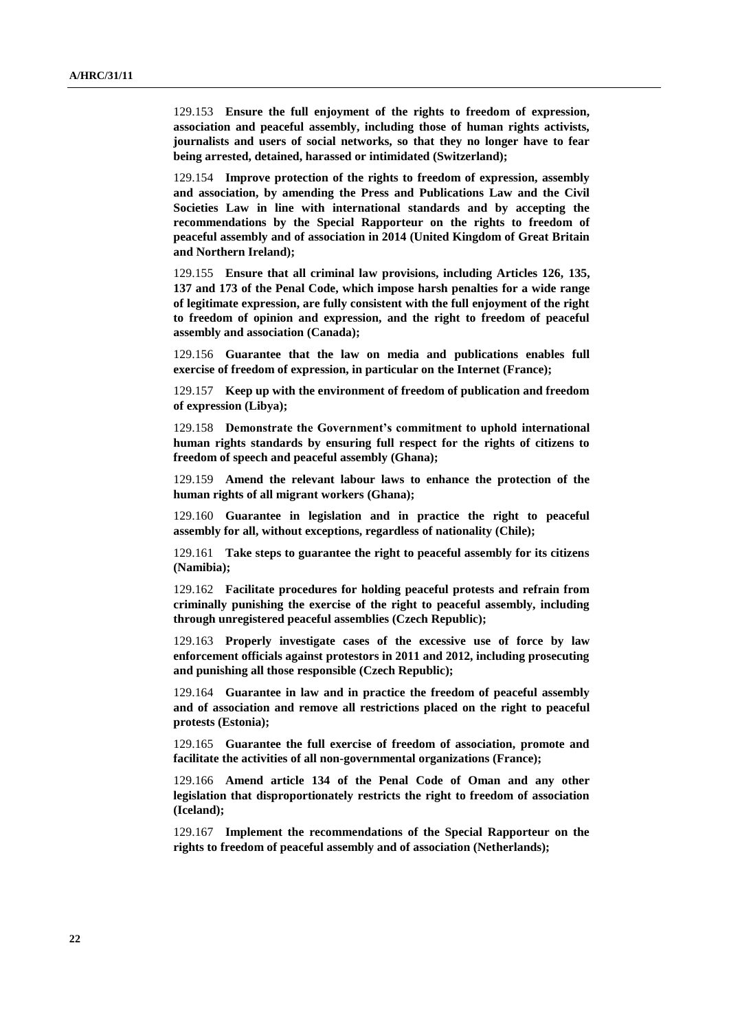129.153 **Ensure the full enjoyment of the rights to freedom of expression, association and peaceful assembly, including those of human rights activists, journalists and users of social networks, so that they no longer have to fear being arrested, detained, harassed or intimidated (Switzerland);**

129.154 **Improve protection of the rights to freedom of expression, assembly and association, by amending the Press and Publications Law and the Civil Societies Law in line with international standards and by accepting the recommendations by the Special Rapporteur on the rights to freedom of peaceful assembly and of association in 2014 (United Kingdom of Great Britain and Northern Ireland);**

129.155 **Ensure that all criminal law provisions, including Articles 126, 135, 137 and 173 of the Penal Code, which impose harsh penalties for a wide range of legitimate expression, are fully consistent with the full enjoyment of the right to freedom of opinion and expression, and the right to freedom of peaceful assembly and association (Canada);**

129.156 **Guarantee that the law on media and publications enables full exercise of freedom of expression, in particular on the Internet (France);**

129.157 **Keep up with the environment of freedom of publication and freedom of expression (Libya);**

129.158 **Demonstrate the Government's commitment to uphold international human rights standards by ensuring full respect for the rights of citizens to freedom of speech and peaceful assembly (Ghana);**

129.159 **Amend the relevant labour laws to enhance the protection of the human rights of all migrant workers (Ghana);**

129.160 **Guarantee in legislation and in practice the right to peaceful assembly for all, without exceptions, regardless of nationality (Chile);**

129.161 **Take steps to guarantee the right to peaceful assembly for its citizens (Namibia);**

129.162 **Facilitate procedures for holding peaceful protests and refrain from criminally punishing the exercise of the right to peaceful assembly, including through unregistered peaceful assemblies (Czech Republic);**

129.163 **Properly investigate cases of the excessive use of force by law enforcement officials against protestors in 2011 and 2012, including prosecuting and punishing all those responsible (Czech Republic);**

129.164 **Guarantee in law and in practice the freedom of peaceful assembly and of association and remove all restrictions placed on the right to peaceful protests (Estonia);**

129.165 **Guarantee the full exercise of freedom of association, promote and facilitate the activities of all non-governmental organizations (France);**

129.166 **Amend article 134 of the Penal Code of Oman and any other legislation that disproportionately restricts the right to freedom of association (Iceland);**

129.167 **Implement the recommendations of the Special Rapporteur on the rights to freedom of peaceful assembly and of association (Netherlands);**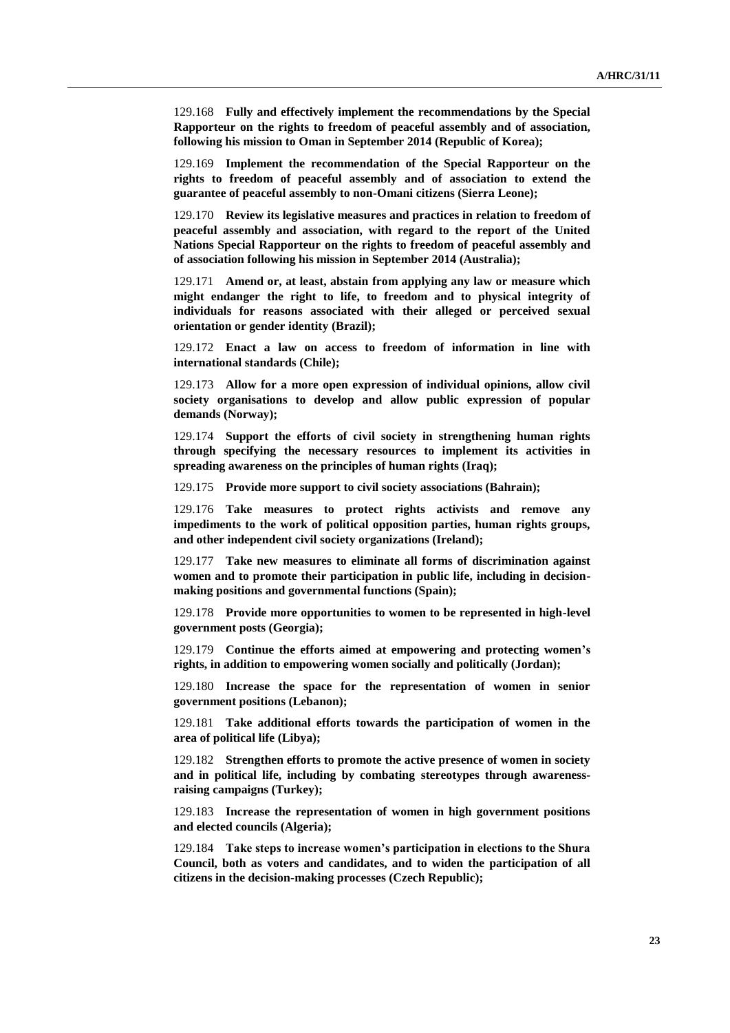129.168 **Fully and effectively implement the recommendations by the Special Rapporteur on the rights to freedom of peaceful assembly and of association, following his mission to Oman in September 2014 (Republic of Korea);**

129.169 **Implement the recommendation of the Special Rapporteur on the rights to freedom of peaceful assembly and of association to extend the guarantee of peaceful assembly to non-Omani citizens (Sierra Leone);**

129.170 **Review its legislative measures and practices in relation to freedom of peaceful assembly and association, with regard to the report of the United Nations Special Rapporteur on the rights to freedom of peaceful assembly and of association following his mission in September 2014 (Australia);**

129.171 **Amend or, at least, abstain from applying any law or measure which might endanger the right to life, to freedom and to physical integrity of individuals for reasons associated with their alleged or perceived sexual orientation or gender identity (Brazil);**

129.172 **Enact a law on access to freedom of information in line with international standards (Chile);**

129.173 **Allow for a more open expression of individual opinions, allow civil society organisations to develop and allow public expression of popular demands (Norway);**

129.174 **Support the efforts of civil society in strengthening human rights through specifying the necessary resources to implement its activities in spreading awareness on the principles of human rights (Iraq);**

129.175 **Provide more support to civil society associations (Bahrain);**

129.176 **Take measures to protect rights activists and remove any impediments to the work of political opposition parties, human rights groups, and other independent civil society organizations (Ireland);**

129.177 **Take new measures to eliminate all forms of discrimination against women and to promote their participation in public life, including in decision-making positions and governmental functions (Spain);**

129.178 **Provide more opportunities to women to be represented in high-level government posts (Georgia);**

129.179 **Continue the efforts aimed at empowering and protecting women's rights, in addition to empowering women socially and politically (Jordan);**

129.180 **Increase the space for the representation of women in senior government positions (Lebanon);**

129.181 **Take additional efforts towards the participation of women in the area of political life (Libya);**

129.182 **Strengthen efforts to promote the active presence of women in society and in political life, including by combating stereotypes through awareness-raising campaigns (Turkey);**

129.183 **Increase the representation of women in high government positions and elected councils (Algeria);**

129.184 **Take steps to increase women's participation in elections to the Shura Council, both as voters and candidates, and to widen the participation of all citizens in the decision-making processes (Czech Republic);**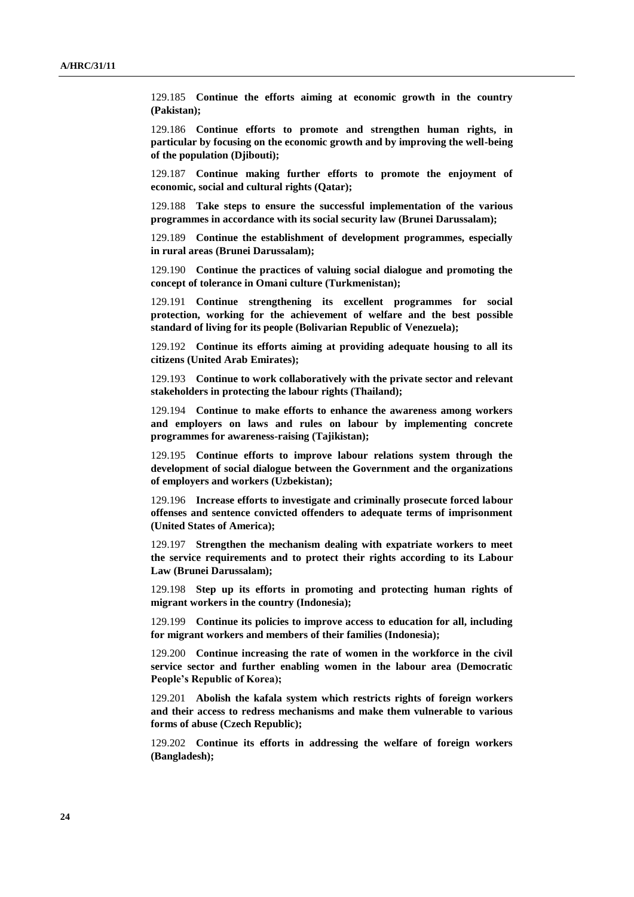129.185 **Continue the efforts aiming at economic growth in the country (Pakistan);**

129.186 **Continue efforts to promote and strengthen human rights, in particular by focusing on the economic growth and by improving the well-being of the population (Djibouti);**

129.187 **Continue making further efforts to promote the enjoyment of economic, social and cultural rights (Qatar);**

129.188 **Take steps to ensure the successful implementation of the various programmes in accordance with its social security law (Brunei Darussalam);**

129.189 **Continue the establishment of development programmes, especially in rural areas (Brunei Darussalam);**

129.190 **Continue the practices of valuing social dialogue and promoting the concept of tolerance in Omani culture (Turkmenistan);**

129.191 **Continue strengthening its excellent programmes for social protection, working for the achievement of welfare and the best possible standard of living for its people (Bolivarian Republic of Venezuela);**

129.192 **Continue its efforts aiming at providing adequate housing to all its citizens (United Arab Emirates);**

129.193 **Continue to work collaboratively with the private sector and relevant stakeholders in protecting the labour rights (Thailand);**

129.194 **Continue to make efforts to enhance the awareness among workers and employers on laws and rules on labour by implementing concrete programmes for awareness-raising (Tajikistan);**

129.195 **Continue efforts to improve labour relations system through the development of social dialogue between the Government and the organizations of employers and workers (Uzbekistan);**

129.196 **Increase efforts to investigate and criminally prosecute forced labour offenses and sentence convicted offenders to adequate terms of imprisonment (United States of America);**

129.197 **Strengthen the mechanism dealing with expatriate workers to meet the service requirements and to protect their rights according to its Labour Law (Brunei Darussalam);**

129.198 **Step up its efforts in promoting and protecting human rights of migrant workers in the country (Indonesia);**

129.199 **Continue its policies to improve access to education for all, including for migrant workers and members of their families (Indonesia);**

129.200 **Continue increasing the rate of women in the workforce in the civil service sector and further enabling women in the labour area (Democratic People's Republic of Korea);**

129.201 **Abolish the kafala system which restricts rights of foreign workers and their access to redress mechanisms and make them vulnerable to various forms of abuse (Czech Republic);**

129.202 **Continue its efforts in addressing the welfare of foreign workers (Bangladesh);**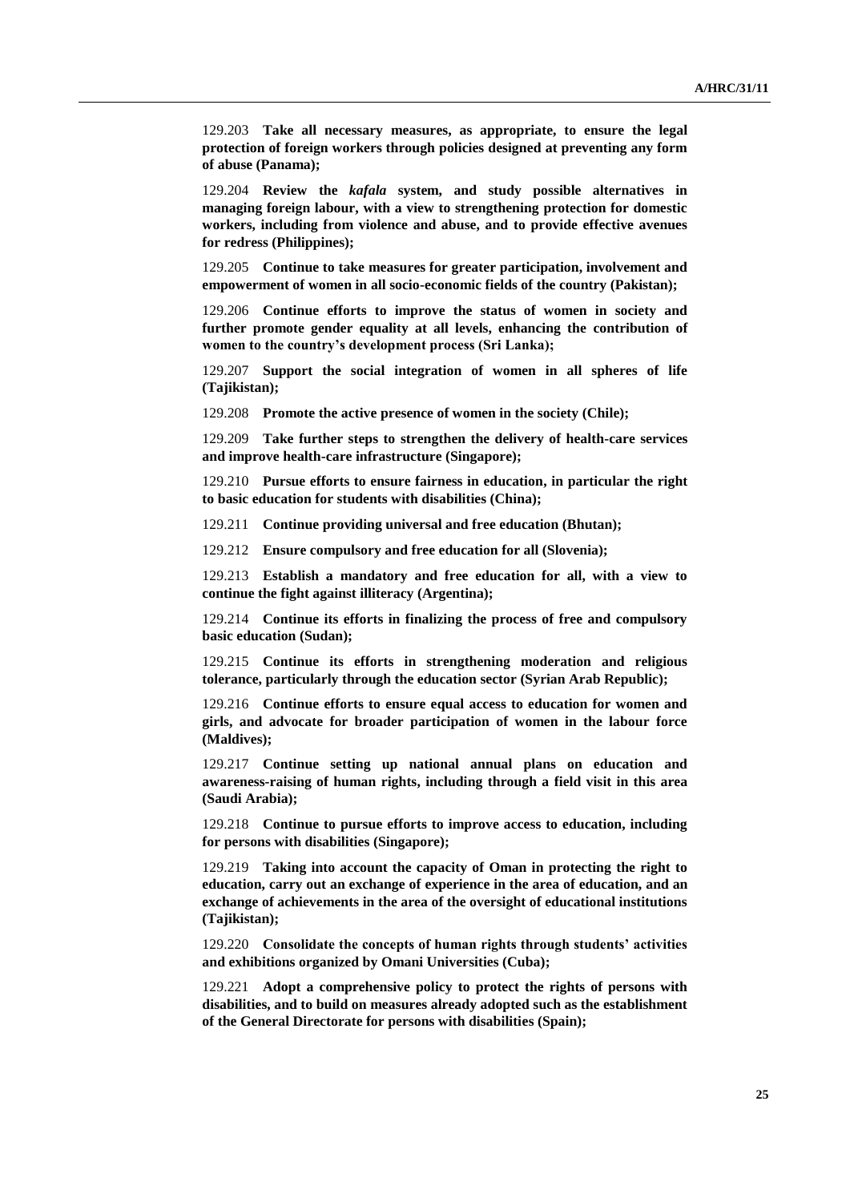129.203 **Take all necessary measures, as appropriate, to ensure the legal protection of foreign workers through policies designed at preventing any form of abuse (Panama);**

129.204 **Review the *kafala* system, and study possible alternatives in managing foreign labour, with a view to strengthening protection for domestic workers, including from violence and abuse, and to provide effective avenues for redress (Philippines);**

129.205 **Continue to take measures for greater participation, involvement and empowerment of women in all socio-economic fields of the country (Pakistan);**

129.206 **Continue efforts to improve the status of women in society and further promote gender equality at all levels, enhancing the contribution of women to the country's development process (Sri Lanka);**

129.207 **Support the social integration of women in all spheres of life (Tajikistan);**

129.208 **Promote the active presence of women in the society (Chile);**

129.209 **Take further steps to strengthen the delivery of health-care services and improve health-care infrastructure (Singapore);**

129.210 **Pursue efforts to ensure fairness in education, in particular the right to basic education for students with disabilities (China);**

129.211 **Continue providing universal and free education (Bhutan);**

129.212 **Ensure compulsory and free education for all (Slovenia);**

129.213 **Establish a mandatory and free education for all, with a view to continue the fight against illiteracy (Argentina);**

129.214 **Continue its efforts in finalizing the process of free and compulsory basic education (Sudan);**

129.215 **Continue its efforts in strengthening moderation and religious tolerance, particularly through the education sector (Syrian Arab Republic);**

129.216 **Continue efforts to ensure equal access to education for women and girls, and advocate for broader participation of women in the labour force (Maldives);**

129.217 **Continue setting up national annual plans on education and awareness-raising of human rights, including through a field visit in this area (Saudi Arabia);**

129.218 **Continue to pursue efforts to improve access to education, including for persons with disabilities (Singapore);**

129.219 **Taking into account the capacity of Oman in protecting the right to education, carry out an exchange of experience in the area of education, and an exchange of achievements in the area of the oversight of educational institutions (Tajikistan);**

129.220 **Consolidate the concepts of human rights through students' activities and exhibitions organized by Omani Universities (Cuba);**

129.221 **Adopt a comprehensive policy to protect the rights of persons with disabilities, and to build on measures already adopted such as the establishment of the General Directorate for persons with disabilities (Spain);**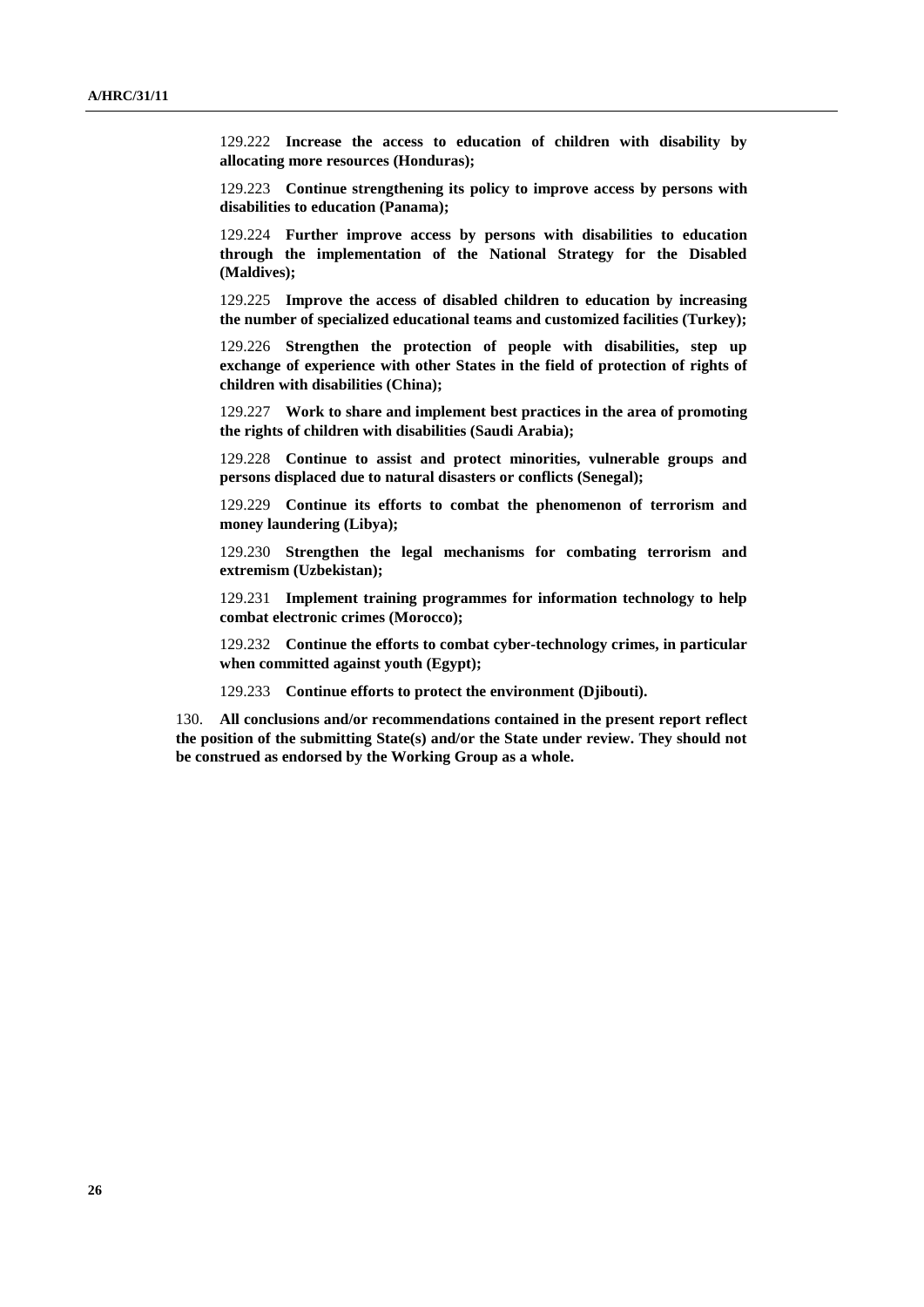129.222 **Increase the access to education of children with disability by allocating more resources (Honduras);**

129.223 **Continue strengthening its policy to improve access by persons with disabilities to education (Panama);**

129.224 **Further improve access by persons with disabilities to education through the implementation of the National Strategy for the Disabled (Maldives);**

129.225 **Improve the access of disabled children to education by increasing the number of specialized educational teams and customized facilities (Turkey);**

129.226 **Strengthen the protection of people with disabilities, step up exchange of experience with other States in the field of protection of rights of children with disabilities (China);**

129.227 **Work to share and implement best practices in the area of promoting the rights of children with disabilities (Saudi Arabia);**

129.228 **Continue to assist and protect minorities, vulnerable groups and persons displaced due to natural disasters or conflicts (Senegal);**

129.229 **Continue its efforts to combat the phenomenon of terrorism and money laundering (Libya);**

129.230 **Strengthen the legal mechanisms for combating terrorism and extremism (Uzbekistan);**

129.231 **Implement training programmes for information technology to help combat electronic crimes (Morocco);**

129.232 **Continue the efforts to combat cyber-technology crimes, in particular when committed against youth (Egypt);**

129.233 **Continue efforts to protect the environment (Djibouti).**

130. **All conclusions and/or recommendations contained in the present report reflect the position of the submitting State(s) and/or the State under review. They should not be construed as endorsed by the Working Group as a whole.**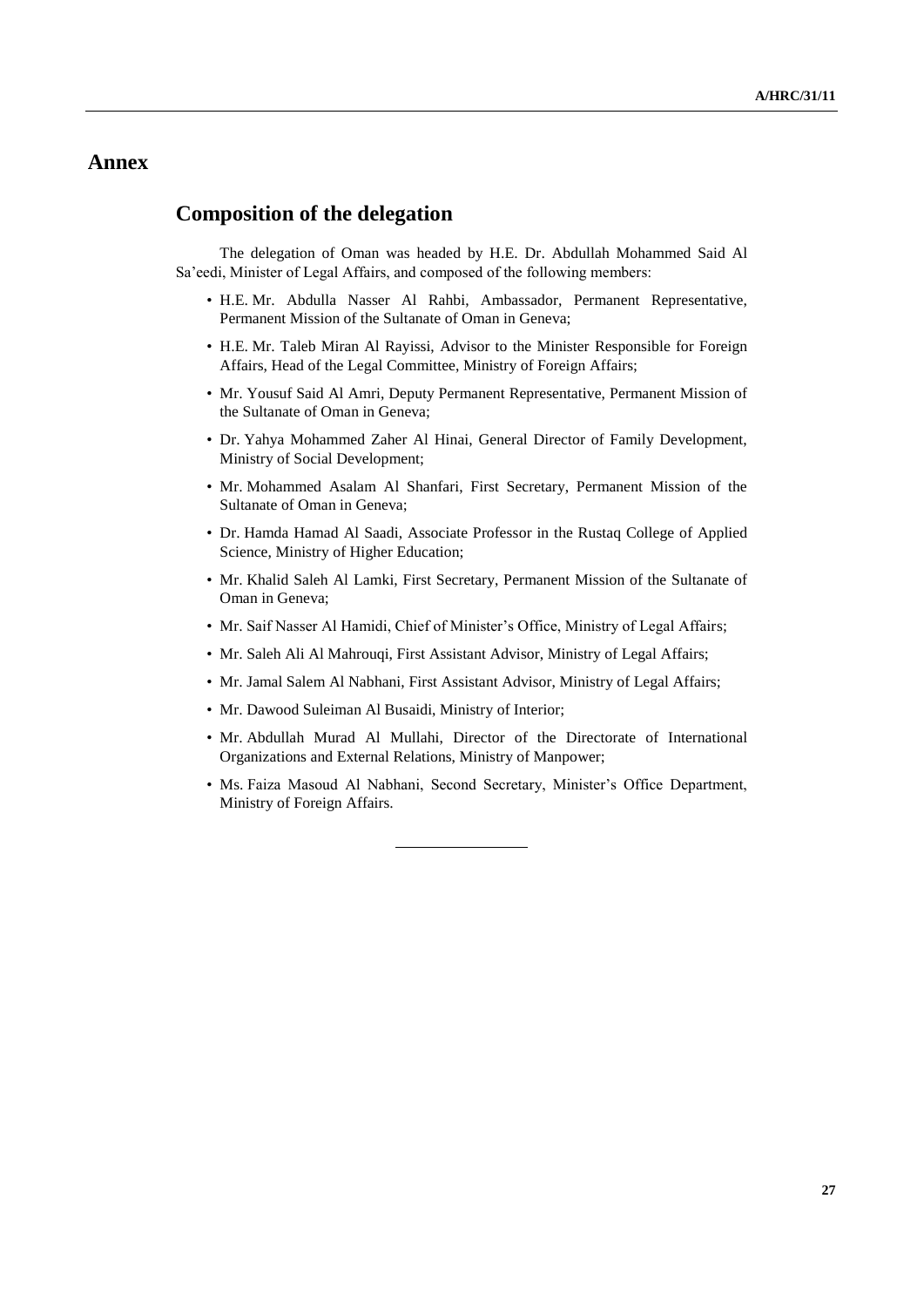# Annex

## Composition of the delegation

The delegation of Oman was headed by H.E. Dr. Abdullah Mohammed Said Al Sa'eedi, Minister of Legal Affairs, and composed of the following members:

- H.E. Mr. Abdulla Nasser Al Rahbi, Ambassador, Permanent Representative, Permanent Mission of the Sultanate of Oman in Geneva;
- H.E. Mr. Taleb Miran Al Rayissi, Advisor to the Minister Responsible for Foreign Affairs, Head of the Legal Committee, Ministry of Foreign Affairs;
- Mr. Yousuf Said Al Amri, Deputy Permanent Representative, Permanent Mission of the Sultanate of Oman in Geneva;
- Dr. Yahya Mohammed Zaher Al Hinai, General Director of Family Development, Ministry of Social Development;
- Mr. Mohammed Asalam Al Shanfari, First Secretary, Permanent Mission of the Sultanate of Oman in Geneva;
- Dr. Hamda Hamad Al Saadi, Associate Professor in the Rustaq College of Applied Science, Ministry of Higher Education;
- Mr. Khalid Saleh Al Lamki, First Secretary, Permanent Mission of the Sultanate of Oman in Geneva;
- Mr. Saif Nasser Al Hamidi, Chief of Minister's Office, Ministry of Legal Affairs;
- Mr. Saleh Ali Al Mahrouqi, First Assistant Advisor, Ministry of Legal Affairs;
- Mr. Jamal Salem Al Nabhani, First Assistant Advisor, Ministry of Legal Affairs;
- Mr. Dawood Suleiman Al Busaidi, Ministry of Interior;
- Mr. Abdullah Murad Al Mullahi, Director of the Directorate of International Organizations and External Relations, Ministry of Manpower;
- Ms. Faiza Masoud Al Nabhani, Second Secretary, Minister's Office Department, Ministry of Foreign Affairs.